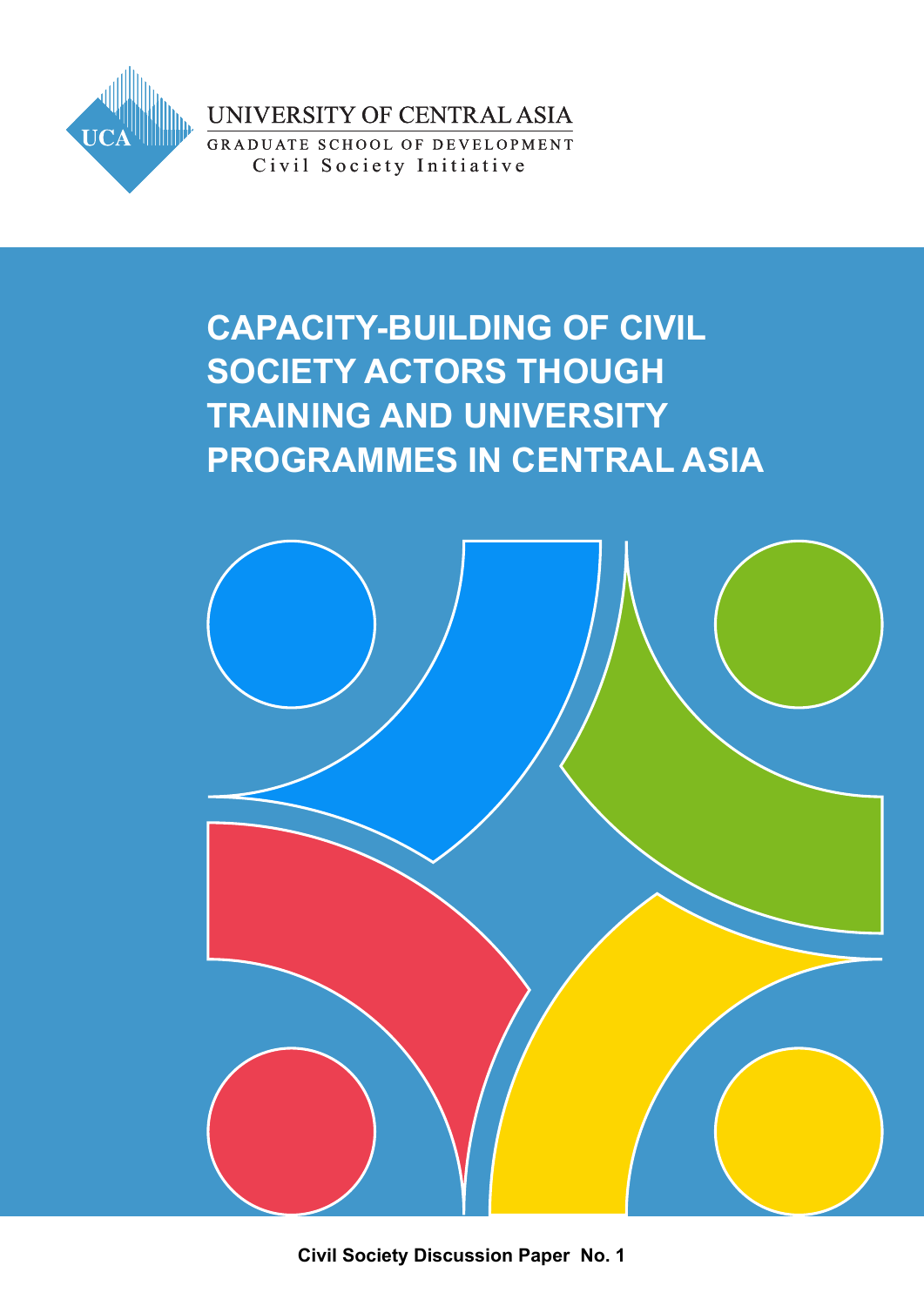UNIVERSITY OF CENTRAL ASIA

GRADUATE SCHOOL OF DEVELOPMENT

Civil Society Initiative

# CAPACITY-BUILDING OF CIVIL SOCIETY ACTORS THOUGH TRAINING AND UNIVERSITY PROGRAMMES IN CENTRAL ASIA

**Civil Society Discussion Paper No. 1**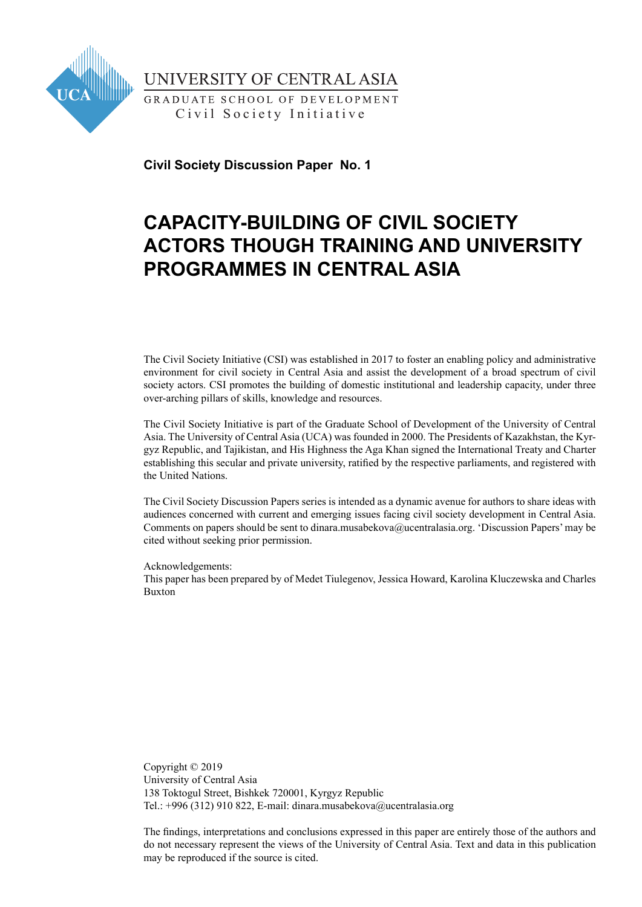UNIVERSITY OF CENTRAL ASIA

GRADUATE SCHOOL OF DEVELOPMENT

Civil Society Initiative

**Civil Society Discussion Paper No. 1**

# CAPACITY-BUILDING OF CIVIL SOCIETY ACTORS THOUGH TRAINING AND UNIVERSITY PROGRAMMES IN CENTRAL ASIA

The Civil Society Initiative (CSI) was established in 2017 to foster an enabling policy and administrative environment for civil society in Central Asia and assist the development of a broad spectrum of civil society actors. CSI promotes the building of domestic institutional and leadership capacity, under three over-arching pillars of skills, knowledge and resources.

The Civil Society Initiative is part of the Graduate School of Development of the University of Central Asia. The University of Central Asia (UCA) was founded in 2000. The Presidents of Kazakhstan, the Kyrgyz Republic, and Tajikistan, and His Highness the Aga Khan signed the International Treaty and Charter establishing this secular and private university, ratified by the respective parliaments, and registered with the United Nations.

The Civil Society Discussion Papers series is intended as a dynamic avenue for authors to share ideas with audiences concerned with current and emerging issues facing civil society development in Central Asia. Comments on papers should be sent to dinara.musabekova@ucentralasia.org. 'Discussion Papers' may be cited without seeking prior permission.

Acknowledgements:
This paper has been prepared by of Medet Tiulegenov, Jessica Howard, Karolina Kluczewska and Charles Buxton

Copyright © 2019
University of Central Asia
138 Toktogul Street, Bishkek 720001, Kyrgyz Republic
Tel.: +996 (312) 910 822, E-mail: dinara.musabekova@ucentralasia.org

The findings, interpretations and conclusions expressed in this paper are entirely those of the authors and do not necessary represent the views of the University of Central Asia. Text and data in this publication may be reproduced if the source is cited.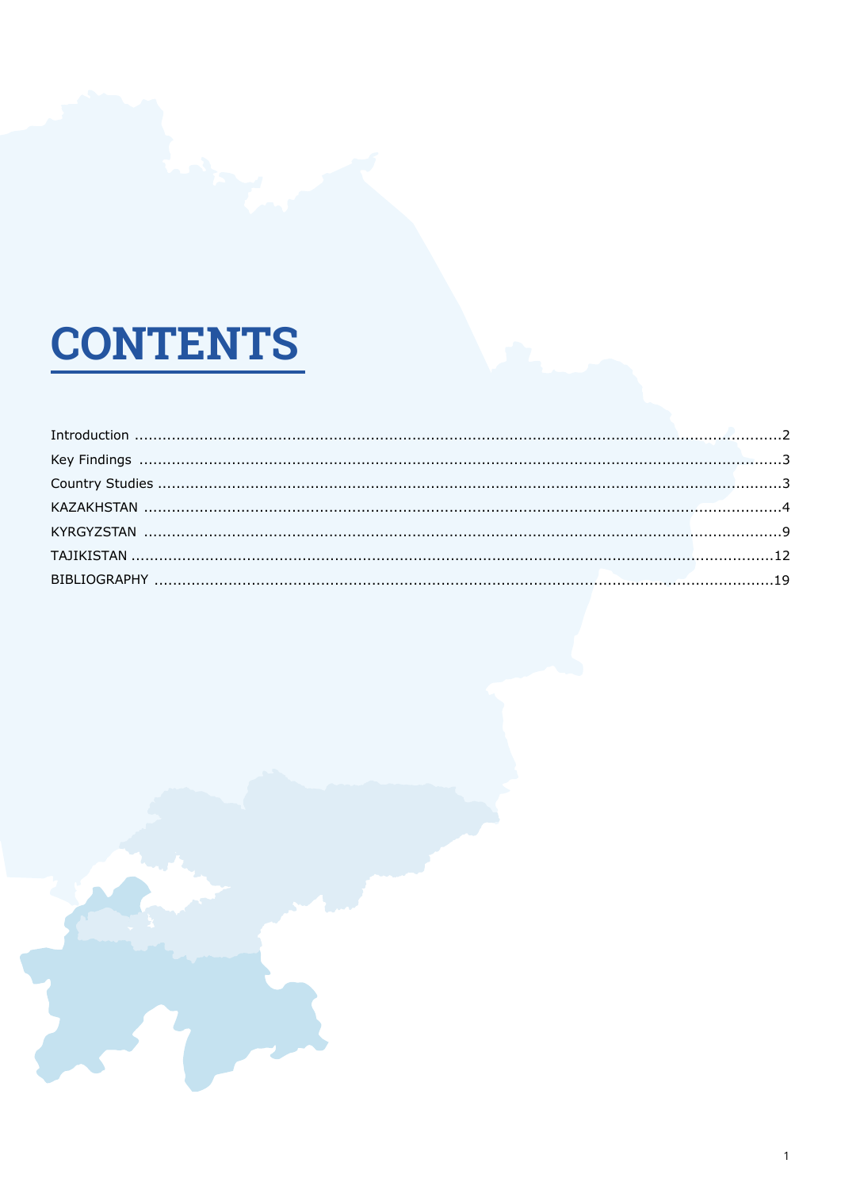# CONTENTS

Introduction .....................................................................................................................................................2

Key Findings .....................................................................................................................................................3

Country Studies .................................................................................................................................................3

KAZAKHSTAN ....................................................................................................................................................4

KYRGYZSTAN ....................................................................................................................................................9

TAJIKISTAN ......................................................................................................................................................12

BIBLIOGRAPHY .................................................................................................................................................19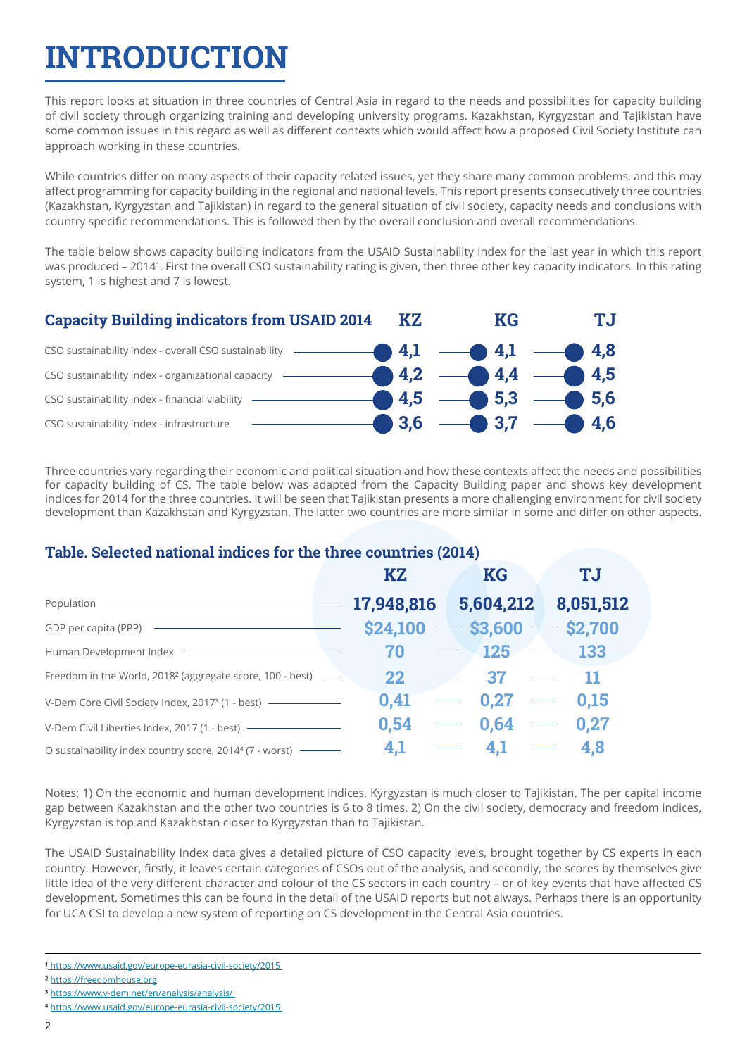# INTRODUCTION

This report looks at situation in three countries of Central Asia in regard to the needs and possibilities for capacity building of civil society through organizing training and developing university programs. Kazakhstan, Kyrgyzstan and Tajikistan have some common issues in this regard as well as different contexts which would affect how a proposed Civil Society Institute can approach working in these countries.

While countries differ on many aspects of their capacity related issues, yet they share many common problems, and this may affect programming for capacity building in the regional and national levels. This report presents consecutively three countries (Kazakhstan, Kyrgyzstan and Tajikistan) in regard to the general situation of civil society, capacity needs and conclusions with country specific recommendations. This is followed then by the overall conclusion and overall recommendations.

The table below shows capacity building indicators from the USAID Sustainability Index for the last year in which this report was produced – 2014[1]. First the overall CSO sustainability rating is given, then three other key capacity indicators. In this rating system, 1 is highest and 7 is lowest.

| Capacity Building indicators from USAID 2014 | KZ | KG | TJ |
|---|---|---|---|
| CSO sustainability index - overall CSO sustainability | 4,1 | 4,1 | 4,8 |
| CSO sustainability index - organizational capacity | 4,2 | 4,4 | 4,5 |
| CSO sustainability index - financial viability | 4,5 | 5,3 | 5,6 |
| CSO sustainability index - infrastructure | 3,6 | 3,7 | 4,6 |

Three countries vary regarding their economic and political situation and how these contexts affect the needs and possibilities for capacity building of CS. The table below was adapted from the Capacity Building paper and shows key development indices for 2014 for the three countries. It will be seen that Tajikistan presents a more challenging environment for civil society development than Kazakhstan and Kyrgyzstan. The latter two countries are more similar in some and differ on other aspects.

**Table. Selected national indices for the three countries (2014)**

| | KZ | KG | TJ |
|---|---|---|---|
| Population | 17,948,816 | 5,604,212 | 8,051,512 |
| GDP per capita (PPP) | $24,100 | $3,600 | $2,700 |
| Human Development Index | 70 | 125 | 133 |
| Freedom in the World, 2018[2] (aggregate score, 100 - best) | 22 | 37 | 11 |
| V-Dem Core Civil Society Index, 2017[3] (1 - best) | 0,41 | 0,27 | 0,15 |
| V-Dem Civil Liberties Index, 2017 (1 - best) | 0,54 | 0,64 | 0,27 |
| O sustainability index country score, 2014[4] (7 - worst) | 4,1 | 4,1 | 4,8 |

Notes: 1) On the economic and human development indices, Kyrgyzstan is much closer to Tajikistan. The per capital income gap between Kazakhstan and the other two countries is 6 to 8 times. 2) On the civil society, democracy and freedom indices, Kyrgyzstan is top and Kazakhstan closer to Kyrgyzstan than to Tajikistan.

The USAID Sustainability Index data gives a detailed picture of CSO capacity levels, brought together by CS experts in each country. However, firstly, it leaves certain categories of CSOs out of the analysis, and secondly, the scores by themselves give little idea of the very different character and colour of the CS sectors in each country – or of key events that have affected CS development. Sometimes this can be found in the detail of the USAID reports but not always. Perhaps there is an opportunity for UCA CSI to develop a new system of reporting on CS development in the Central Asia countries.

---

[1] https://www.usaid.gov/europe-eurasia-civil-society/2015

[2] https://freedomhouse.org

[3] https://www.v-dem.net/en/analysis/analysis/

[4] https://www.usaid.gov/europe-eurasia-civil-society/2015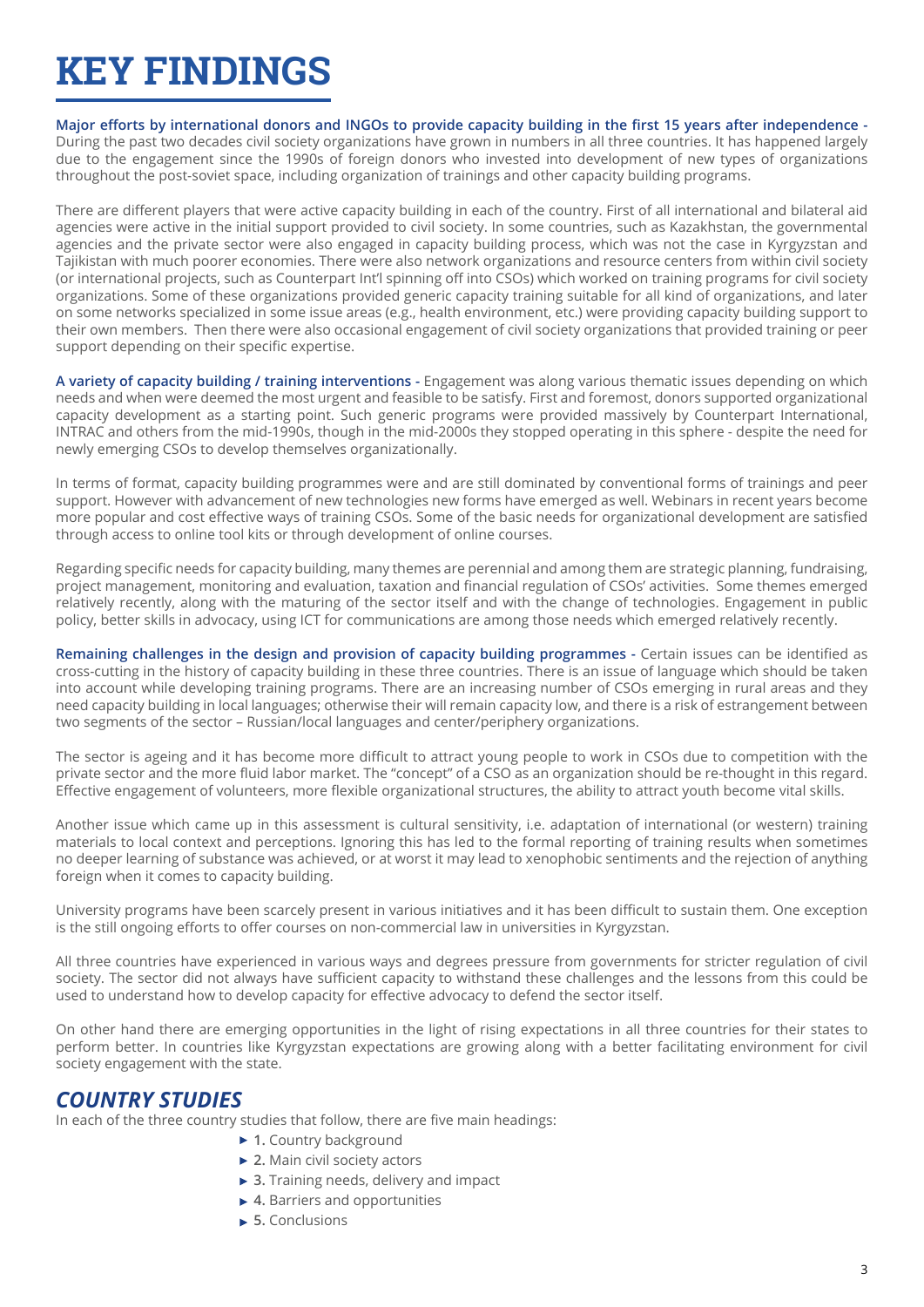# KEY FINDINGS

**Major efforts by international donors and INGOs to provide capacity building in the first 15 years after independence -** During the past two decades civil society organizations have grown in numbers in all three countries. It has happened largely due to the engagement since the 1990s of foreign donors who invested into development of new types of organizations throughout the post-soviet space, including organization of trainings and other capacity building programs.

There are different players that were active capacity building in each of the country. First of all international and bilateral aid agencies were active in the initial support provided to civil society. In some countries, such as Kazakhstan, the governmental agencies and the private sector were also engaged in capacity building process, which was not the case in Kyrgyzstan and Tajikistan with much poorer economies. There were also network organizations and resource centers from within civil society (or international projects, such as Counterpart Int'l spinning off into CSOs) which worked on training programs for civil society organizations. Some of these organizations provided generic capacity training suitable for all kind of organizations, and later on some networks specialized in some issue areas (e.g., health environment, etc.) were providing capacity building support to their own members. Then there were also occasional engagement of civil society organizations that provided training or peer support depending on their specific expertise.

**A variety of capacity building / training interventions -** Engagement was along various thematic issues depending on which needs and when were deemed the most urgent and feasible to be satisfy. First and foremost, donors supported organizational capacity development as a starting point. Such generic programs were provided massively by Counterpart International, INTRAC and others from the mid-1990s, though in the mid-2000s they stopped operating in this sphere - despite the need for newly emerging CSOs to develop themselves organizationally.

In terms of format, capacity building programmes were and are still dominated by conventional forms of trainings and peer support. However with advancement of new technologies new forms have emerged as well. Webinars in recent years become more popular and cost effective ways of training CSOs. Some of the basic needs for organizational development are satisfied through access to online tool kits or through development of online courses.

Regarding specific needs for capacity building, many themes are perennial and among them are strategic planning, fundraising, project management, monitoring and evaluation, taxation and financial regulation of CSOs' activities. Some themes emerged relatively recently, along with the maturing of the sector itself and with the change of technologies. Engagement in public policy, better skills in advocacy, using ICT for communications are among those needs which emerged relatively recently.

**Remaining challenges in the design and provision of capacity building programmes -** Certain issues can be identified as cross-cutting in the history of capacity building in these three countries. There is an issue of language which should be taken into account while developing training programs. There are an increasing number of CSOs emerging in rural areas and they need capacity building in local languages; otherwise their will remain capacity low, and there is a risk of estrangement between two segments of the sector – Russian/local languages and center/periphery organizations.

The sector is ageing and it has become more difficult to attract young people to work in CSOs due to competition with the private sector and the more fluid labor market. The "concept" of a CSO as an organization should be re-thought in this regard. Effective engagement of volunteers, more flexible organizational structures, the ability to attract youth become vital skills.

Another issue which came up in this assessment is cultural sensitivity, i.e. adaptation of international (or western) training materials to local context and perceptions. Ignoring this has led to the formal reporting of training results when sometimes no deeper learning of substance was achieved, or at worst it may lead to xenophobic sentiments and the rejection of anything foreign when it comes to capacity building.

University programs have been scarcely present in various initiatives and it has been difficult to sustain them. One exception is the still ongoing efforts to offer courses on non-commercial law in universities in Kyrgyzstan.

All three countries have experienced in various ways and degrees pressure from governments for stricter regulation of civil society. The sector did not always have sufficient capacity to withstand these challenges and the lessons from this could be used to understand how to develop capacity for effective advocacy to defend the sector itself.

On other hand there are emerging opportunities in the light of rising expectations in all three countries for their states to perform better. In countries like Kyrgyzstan expectations are growing along with a better facilitating environment for civil society engagement with the state.

## *COUNTRY STUDIES*

In each of the three country studies that follow, there are five main headings:

- **1.** Country background
- **2.** Main civil society actors
- **3.** Training needs, delivery and impact
- **4.** Barriers and opportunities
- **5.** Conclusions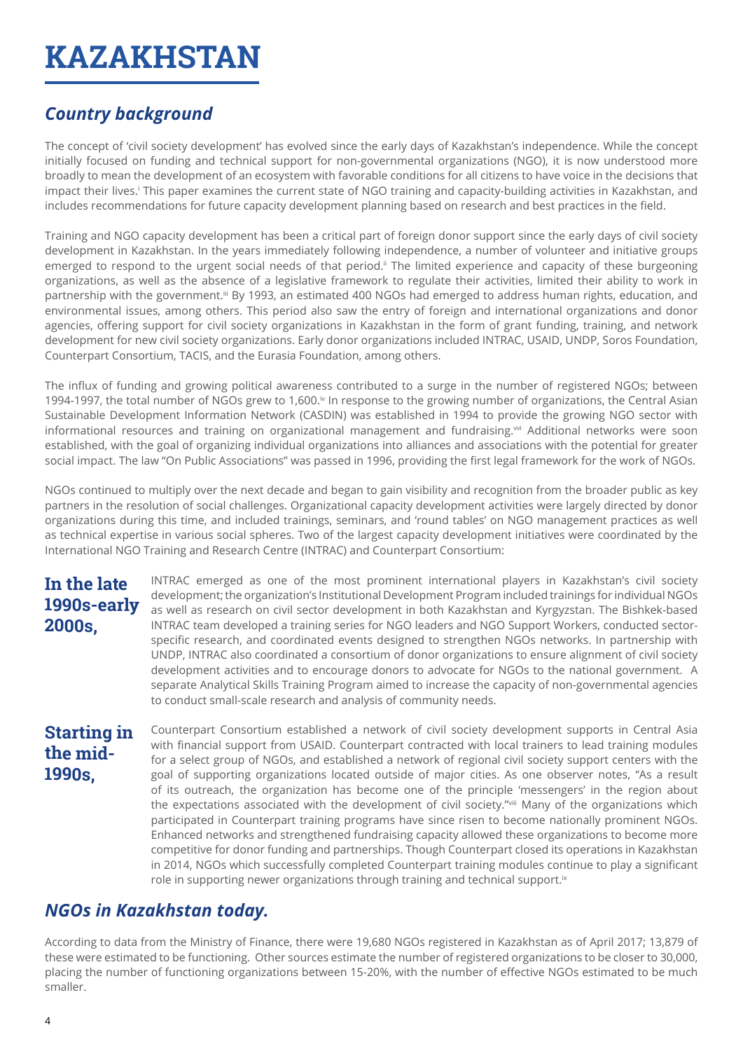# KAZAKHSTAN

## *Country background*

The concept of 'civil society development' has evolved since the early days of Kazakhstan's independence. While the concept initially focused on funding and technical support for non-governmental organizations (NGO), it is now understood more broadly to mean the development of an ecosystem with favorable conditions for all citizens to have voice in the decisions that impact their lives.[i] This paper examines the current state of NGO training and capacity-building activities in Kazakhstan, and includes recommendations for future capacity development planning based on research and best practices in the field.

Training and NGO capacity development has been a critical part of foreign donor support since the early days of civil society development in Kazakhstan. In the years immediately following independence, a number of volunteer and initiative groups emerged to respond to the urgent social needs of that period.[ii] The limited experience and capacity of these burgeoning organizations, as well as the absence of a legislative framework to regulate their activities, limited their ability to work in partnership with the government.[iii] By 1993, an estimated 400 NGOs had emerged to address human rights, education, and environmental issues, among others. This period also saw the entry of foreign and international organizations and donor agencies, offering support for civil society organizations in Kazakhstan in the form of grant funding, training, and network development for new civil society organizations. Early donor organizations included INTRAC, USAID, UNDP, Soros Foundation, Counterpart Consortium, TACIS, and the Eurasia Foundation, among others.

The influx of funding and growing political awareness contributed to a surge in the number of registered NGOs; between 1994-1997, the total number of NGOs grew to 1,600.[iv] In response to the growing number of organizations, the Central Asian Sustainable Development Information Network (CASDIN) was established in 1994 to provide the growing NGO sector with informational resources and training on organizational management and fundraising.[v,vi] Additional networks were soon established, with the goal of organizing individual organizations into alliances and associations with the potential for greater social impact. The law "On Public Associations" was passed in 1996, providing the first legal framework for the work of NGOs.

NGOs continued to multiply over the next decade and began to gain visibility and recognition from the broader public as key partners in the resolution of social challenges. Organizational capacity development activities were largely directed by donor organizations during this time, and included trainings, seminars, and 'round tables' on NGO management practices as well as technical expertise in various social spheres. Two of the largest capacity development initiatives were coordinated by the International NGO Training and Research Centre (INTRAC) and Counterpart Consortium:

**In the late 1990s-early 2000s,** INTRAC emerged as one of the most prominent international players in Kazakhstan's civil society development; the organization's Institutional Development Program included trainings for individual NGOs as well as research on civil sector development in both Kazakhstan and Kyrgyzstan. The Bishkek-based INTRAC team developed a training series for NGO leaders and NGO Support Workers, conducted sector-specific research, and coordinated events designed to strengthen NGOs networks. In partnership with UNDP, INTRAC also coordinated a consortium of donor organizations to ensure alignment of civil society development activities and to encourage donors to advocate for NGOs to the national government. A separate Analytical Skills Training Program aimed to increase the capacity of non-governmental agencies to conduct small-scale research and analysis of community needs.

**Starting in the mid-1990s,** Counterpart Consortium established a network of civil society development supports in Central Asia with financial support from USAID. Counterpart contracted with local trainers to lead training modules for a select group of NGOs, and established a network of regional civil society support centers with the goal of supporting organizations located outside of major cities. As one observer notes, "As a result of its outreach, the organization has become one of the principle 'messengers' in the region about the expectations associated with the development of civil society."[viii] Many of the organizations which participated in Counterpart training programs have since risen to become nationally prominent NGOs. Enhanced networks and strengthened fundraising capacity allowed these organizations to become more competitive for donor funding and partnerships. Though Counterpart closed its operations in Kazakhstan in 2014, NGOs which successfully completed Counterpart training modules continue to play a significant role in supporting newer organizations through training and technical support.[ix]

## *NGOs in Kazakhstan today.*

According to data from the Ministry of Finance, there were 19,680 NGOs registered in Kazakhstan as of April 2017; 13,879 of these were estimated to be functioning. Other sources estimate the number of registered organizations to be closer to 30,000, placing the number of functioning organizations between 15-20%, with the number of effective NGOs estimated to be much smaller.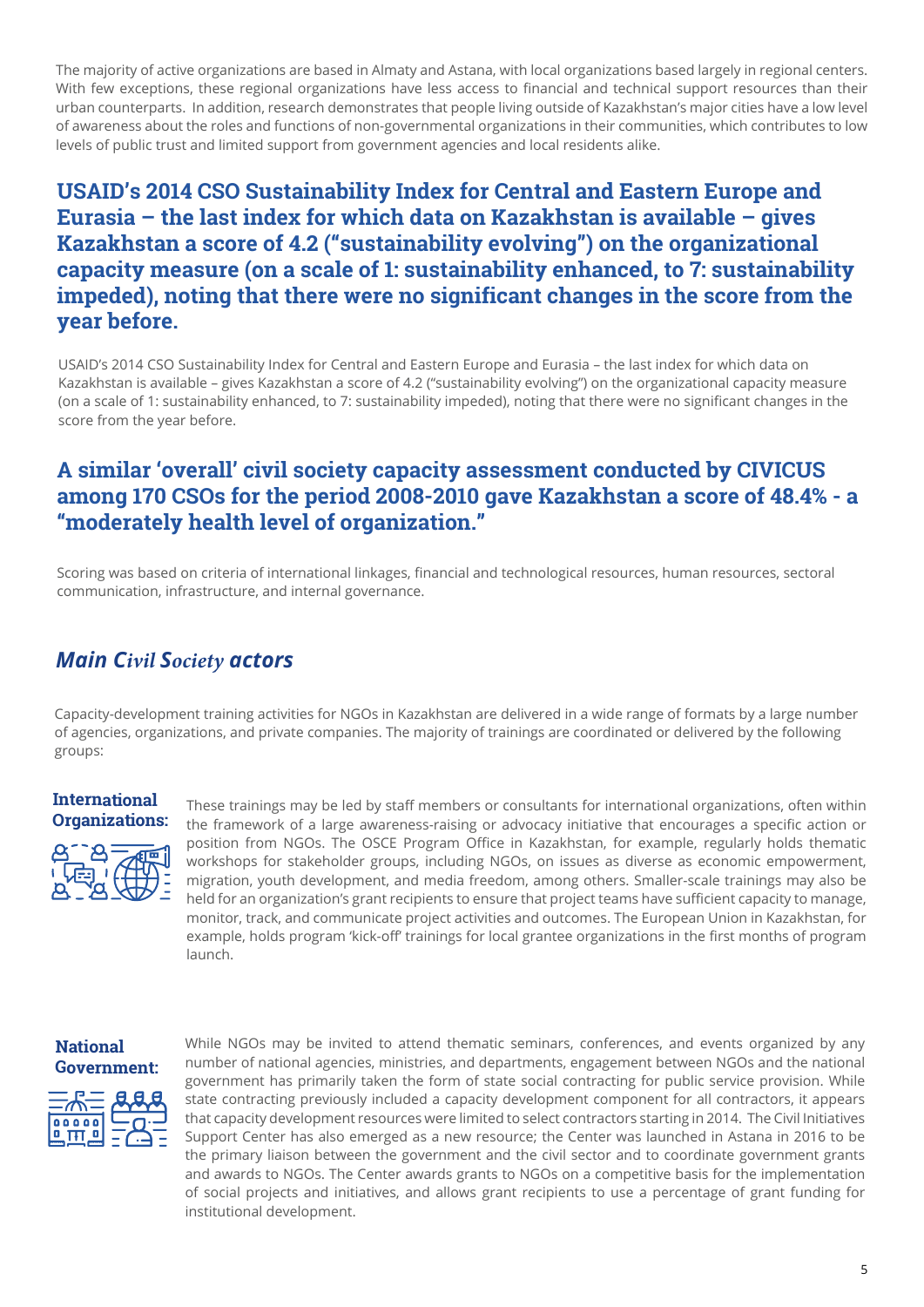The majority of active organizations are based in Almaty and Astana, with local organizations based largely in regional centers. With few exceptions, these regional organizations have less access to financial and technical support resources than their urban counterparts. In addition, research demonstrates that people living outside of Kazakhstan's major cities have a low level of awareness about the roles and functions of non-governmental organizations in their communities, which contributes to low levels of public trust and limited support from government agencies and local residents alike.

**USAID's 2014 CSO Sustainability Index for Central and Eastern Europe and Eurasia – the last index for which data on Kazakhstan is available – gives Kazakhstan a score of 4.2 ("sustainability evolving") on the organizational capacity measure (on a scale of 1: sustainability enhanced, to 7: sustainability impeded), noting that there were no significant changes in the score from the year before.**

USAID's 2014 CSO Sustainability Index for Central and Eastern Europe and Eurasia – the last index for which data on Kazakhstan is available – gives Kazakhstan a score of 4.2 ("sustainability evolving") on the organizational capacity measure (on a scale of 1: sustainability enhanced, to 7: sustainability impeded), noting that there were no significant changes in the score from the year before.

**A similar 'overall' civil society capacity assessment conducted by CIVICUS among 170 CSOs for the period 2008-2010 gave Kazakhstan a score of 48.4% - a "moderately health level of organization."**

Scoring was based on criteria of international linkages, financial and technological resources, human resources, sectoral communication, infrastructure, and internal governance.

## *Main Civil Society actors*

Capacity-development training activities for NGOs in Kazakhstan are delivered in a wide range of formats by a large number of agencies, organizations, and private companies. The majority of trainings are coordinated or delivered by the following groups:

**International Organizations:** These trainings may be led by staff members or consultants for international organizations, often within the framework of a large awareness-raising or advocacy initiative that encourages a specific action or position from NGOs. The OSCE Program Office in Kazakhstan, for example, regularly holds thematic workshops for stakeholder groups, including NGOs, on issues as diverse as economic empowerment, migration, youth development, and media freedom, among others. Smaller-scale trainings may also be held for an organization's grant recipients to ensure that project teams have sufficient capacity to manage, monitor, track, and communicate project activities and outcomes. The European Union in Kazakhstan, for example, holds program 'kick-off' trainings for local grantee organizations in the first months of program launch.

**National Government:** While NGOs may be invited to attend thematic seminars, conferences, and events organized by any number of national agencies, ministries, and departments, engagement between NGOs and the national government has primarily taken the form of state social contracting for public service provision. While state contracting previously included a capacity development component for all contractors, it appears that capacity development resources were limited to select contractors starting in 2014. The Civil Initiatives Support Center has also emerged as a new resource; the Center was launched in Astana in 2016 to be the primary liaison between the government and the civil sector and to coordinate government grants and awards to NGOs. The Center awards grants to NGOs on a competitive basis for the implementation of social projects and initiatives, and allows grant recipients to use a percentage of grant funding for institutional development.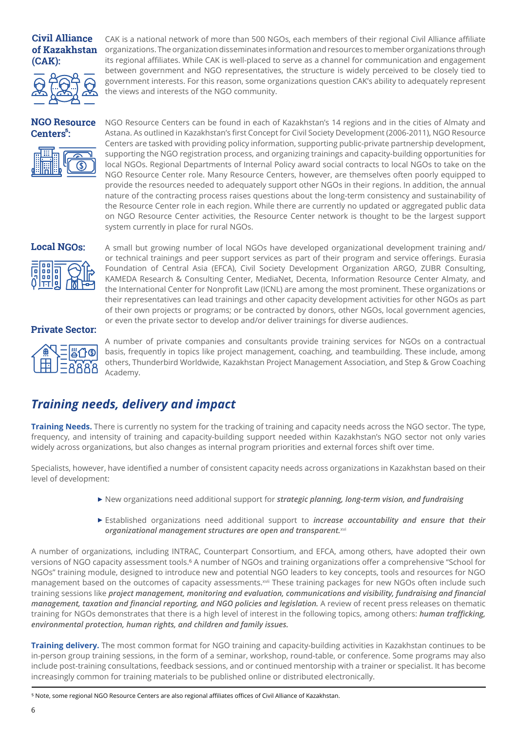**Civil Alliance of Kazakhstan (CAK):** CAK is a national network of more than 500 NGOs, each members of their regional Civil Alliance affiliate organizations. The organization disseminates information and resources to member organizations through its regional affiliates. While CAK is well-placed to serve as a channel for communication and engagement between government and NGO representatives, the structure is widely perceived to be closely tied to government interests. For this reason, some organizations question CAK's ability to adequately represent the views and interests of the NGO community.

**NGO Resource Centers[5]:** NGO Resource Centers can be found in each of Kazakhstan's 14 regions and in the cities of Almaty and Astana. As outlined in Kazakhstan's first Concept for Civil Society Development (2006-2011), NGO Resource Centers are tasked with providing policy information, supporting public-private partnership development, supporting the NGO registration process, and organizing trainings and capacity-building opportunities for local NGOs. Regional Departments of Internal Policy award social contracts to local NGOs to take on the NGO Resource Center role. Many Resource Centers, however, are themselves often poorly equipped to provide the resources needed to adequately support other NGOs in their regions. In addition, the annual nature of the contracting process raises questions about the long-term consistency and sustainability of the Resource Center role in each region. While there are currently no updated or aggregated public data on NGO Resource Center activities, the Resource Center network is thought to be the largest support system currently in place for rural NGOs.

**Local NGOs:** A small but growing number of local NGOs have developed organizational development training and/or technical trainings and peer support services as part of their program and service offerings. Eurasia Foundation of Central Asia (EFCA), Civil Society Development Organization ARGO, ZUBR Consulting, KAMEDA Research & Consulting Center, MediaNet, Decenta, Information Resource Center Almaty, and the International Center for Nonprofit Law (ICNL) are among the most prominent. These organizations or their representatives can lead trainings and other capacity development activities for other NGOs as part of their own projects or programs; or be contracted by donors, other NGOs, local government agencies, or even the private sector to develop and/or deliver trainings for diverse audiences.

**Private Sector:** A number of private companies and consultants provide training services for NGOs on a contractual basis, frequently in topics like project management, coaching, and teambuilding. These include, among others, Thunderbird Worldwide, Kazakhstan Project Management Association, and Step & Grow Coaching Academy.

## *Training needs, delivery and impact*

**Training Needs.** There is currently no system for the tracking of training and capacity needs across the NGO sector. The type, frequency, and intensity of training and capacity-building support needed within Kazakhstan's NGO sector not only varies widely across organizations, but also changes as internal program priorities and external forces shift over time.

Specialists, however, have identified a number of consistent capacity needs across organizations in Kazakhstan based on their level of development:

- New organizations need additional support for ***strategic planning, long-term vision, and fundraising***
- Established organizations need additional support to ***increase accountability and ensure that their organizational management structures are open and transparent.***[xvi]

A number of organizations, including INTRAC, Counterpart Consortium, and EFCA, among others, have adopted their own versions of NGO capacity assessment tools.[6] A number of NGOs and training organizations offer a comprehensive "School for NGOs" training module, designed to introduce new and potential NGO leaders to key concepts, tools and resources for NGO management based on the outcomes of capacity assessments.[xvii] These training packages for new NGOs often include such training sessions like ***project management, monitoring and evaluation, communications and visibility, fundraising and financial management, taxation and financial reporting, and NGO policies and legislation.*** A review of recent press releases on thematic training for NGOs demonstrates that there is a high level of interest in the following topics, among others: ***human trafficking, environmental protection, human rights, and children and family issues.***

**Training delivery.** The most common format for NGO training and capacity-building activities in Kazakhstan continues to be in-person group training sessions, in the form of a seminar, workshop, round-table, or conference. Some programs may also include post-training consultations, feedback sessions, and or continued mentorship with a trainer or specialist. It has become increasingly common for training materials to be published online or distributed electronically.

[5] Note, some regional NGO Resource Centers are also regional affiliates offices of Civil Alliance of Kazakhstan.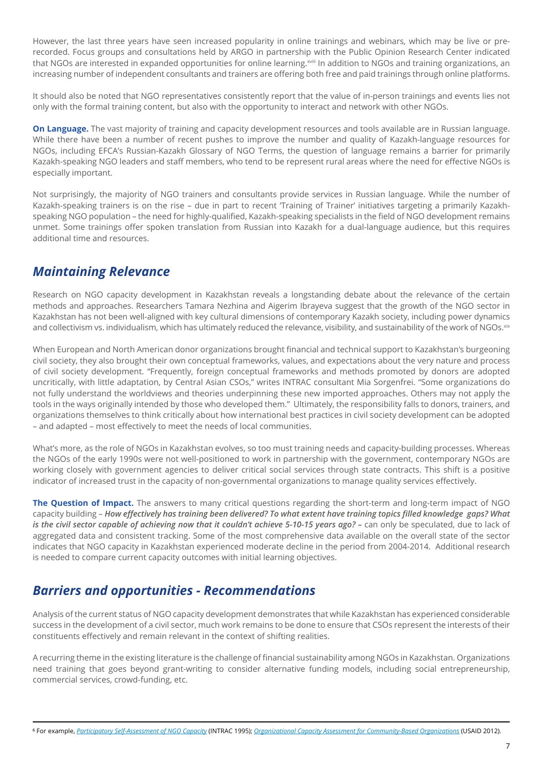However, the last three years have seen increased popularity in online trainings and webinars, which may be live or pre-recorded. Focus groups and consultations held by ARGO in partnership with the Public Opinion Research Center indicated that NGOs are interested in expanded opportunities for online learning.[xviii] In addition to NGOs and training organizations, an increasing number of independent consultants and trainers are offering both free and paid trainings through online platforms.

It should also be noted that NGO representatives consistently report that the value of in-person trainings and events lies not only with the formal training content, but also with the opportunity to interact and network with other NGOs.

**On Language.** The vast majority of training and capacity development resources and tools available are in Russian language. While there have been a number of recent pushes to improve the number and quality of Kazakh-language resources for NGOs, including EFCA's Russian-Kazakh Glossary of NGO Terms, the question of language remains a barrier for primarily Kazakh-speaking NGO leaders and staff members, who tend to be represent rural areas where the need for effective NGOs is especially important.

Not surprisingly, the majority of NGO trainers and consultants provide services in Russian language. While the number of Kazakh-speaking trainers is on the rise – due in part to recent 'Training of Trainer' initiatives targeting a primarily Kazakh-speaking NGO population – the need for highly-qualified, Kazakh-speaking specialists in the field of NGO development remains unmet. Some trainings offer spoken translation from Russian into Kazakh for a dual-language audience, but this requires additional time and resources.

## *Maintaining Relevance*

Research on NGO capacity development in Kazakhstan reveals a longstanding debate about the relevance of the certain methods and approaches. Researchers Tamara Nezhina and Aigerim Ibrayeva suggest that the growth of the NGO sector in Kazakhstan has not been well-aligned with key cultural dimensions of contemporary Kazakh society, including power dynamics and collectivism vs. individualism, which has ultimately reduced the relevance, visibility, and sustainability of the work of NGOs.[xix]

When European and North American donor organizations brought financial and technical support to Kazakhstan's burgeoning civil society, they also brought their own conceptual frameworks, values, and expectations about the very nature and process of civil society development. "Frequently, foreign conceptual frameworks and methods promoted by donors are adopted uncritically, with little adaptation, by Central Asian CSOs," writes INTRAC consultant Mia Sorgenfrei. "Some organizations do not fully understand the worldviews and theories underpinning these new imported approaches. Others may not apply the tools in the ways originally intended by those who developed them." Ultimately, the responsibility falls to donors, trainers, and organizations themselves to think critically about how international best practices in civil society development can be adopted – and adapted – most effectively to meet the needs of local communities.

What's more, as the role of NGOs in Kazakhstan evolves, so too must training needs and capacity-building processes. Whereas the NGOs of the early 1990s were not well-positioned to work in partnership with the government, contemporary NGOs are working closely with government agencies to deliver critical social services through state contracts. This shift is a positive indicator of increased trust in the capacity of non-governmental organizations to manage quality services effectively.

**The Question of Impact.** The answers to many critical questions regarding the short-term and long-term impact of NGO capacity building – ***How effectively has training been delivered? To what extent have training topics filled knowledge gaps? What is the civil sector capable of achieving now that it couldn't achieve 5-10-15 years ago?*** – can only be speculated, due to lack of aggregated data and consistent tracking. Some of the most comprehensive data available on the overall state of the sector indicates that NGO capacity in Kazakhstan experienced moderate decline in the period from 2004-2014. Additional research is needed to compare current capacity outcomes with initial learning objectives.

## *Barriers and opportunities - Recommendations*

Analysis of the current status of NGO capacity development demonstrates that while Kazakhstan has experienced considerable success in the development of a civil sector, much work remains to be done to ensure that CSOs represent the interests of their constituents effectively and remain relevant in the context of shifting realities.

A recurring theme in the existing literature is the challenge of financial sustainability among NGOs in Kazakhstan. Organizations need training that goes beyond grant-writing to consider alternative funding models, including social entrepreneurship, commercial services, crowd-funding, etc.

[6] For example, *Participatory Self-Assessment of NGO Capacity* (INTRAC 1995); *Organizational Capacity Assessment for Community-Based Organizations* (USAID 2012).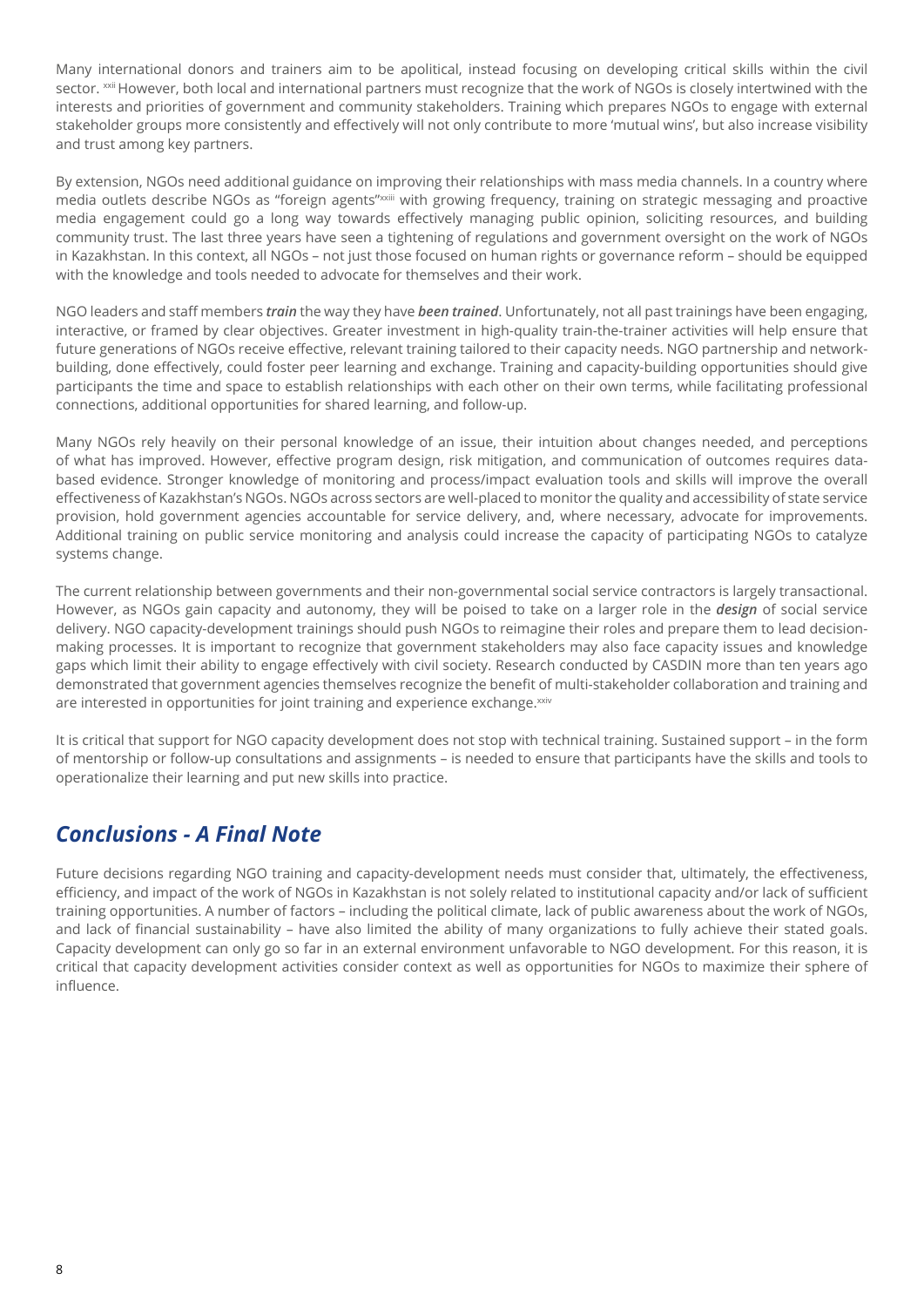Many international donors and trainers aim to be apolitical, instead focusing on developing critical skills within the civil sector. [xxii] However, both local and international partners must recognize that the work of NGOs is closely intertwined with the interests and priorities of government and community stakeholders. Training which prepares NGOs to engage with external stakeholder groups more consistently and effectively will not only contribute to more 'mutual wins', but also increase visibility and trust among key partners.

By extension, NGOs need additional guidance on improving their relationships with mass media channels. In a country where media outlets describe NGOs as "foreign agents"[xxiii] with growing frequency, training on strategic messaging and proactive media engagement could go a long way towards effectively managing public opinion, soliciting resources, and building community trust. The last three years have seen a tightening of regulations and government oversight on the work of NGOs in Kazakhstan. In this context, all NGOs – not just those focused on human rights or governance reform – should be equipped with the knowledge and tools needed to advocate for themselves and their work.

NGO leaders and staff members ***train*** the way they have ***been trained***. Unfortunately, not all past trainings have been engaging, interactive, or framed by clear objectives. Greater investment in high-quality train-the-trainer activities will help ensure that future generations of NGOs receive effective, relevant training tailored to their capacity needs. NGO partnership and network-building, done effectively, could foster peer learning and exchange. Training and capacity-building opportunities should give participants the time and space to establish relationships with each other on their own terms, while facilitating professional connections, additional opportunities for shared learning, and follow-up.

Many NGOs rely heavily on their personal knowledge of an issue, their intuition about changes needed, and perceptions of what has improved. However, effective program design, risk mitigation, and communication of outcomes requires data-based evidence. Stronger knowledge of monitoring and process/impact evaluation tools and skills will improve the overall effectiveness of Kazakhstan's NGOs. NGOs across sectors are well-placed to monitor the quality and accessibility of state service provision, hold government agencies accountable for service delivery, and, where necessary, advocate for improvements. Additional training on public service monitoring and analysis could increase the capacity of participating NGOs to catalyze systems change.

The current relationship between governments and their non-governmental social service contractors is largely transactional. However, as NGOs gain capacity and autonomy, they will be poised to take on a larger role in the ***design*** of social service delivery. NGO capacity-development trainings should push NGOs to reimagine their roles and prepare them to lead decision-making processes. It is important to recognize that government stakeholders may also face capacity issues and knowledge gaps which limit their ability to engage effectively with civil society. Research conducted by CASDIN more than ten years ago demonstrated that government agencies themselves recognize the benefit of multi-stakeholder collaboration and training and are interested in opportunities for joint training and experience exchange.[xxiv]

It is critical that support for NGO capacity development does not stop with technical training. Sustained support – in the form of mentorship or follow-up consultations and assignments – is needed to ensure that participants have the skills and tools to operationalize their learning and put new skills into practice.

## *Conclusions - A Final Note*

Future decisions regarding NGO training and capacity-development needs must consider that, ultimately, the effectiveness, efficiency, and impact of the work of NGOs in Kazakhstan is not solely related to institutional capacity and/or lack of sufficient training opportunities. A number of factors – including the political climate, lack of public awareness about the work of NGOs, and lack of financial sustainability – have also limited the ability of many organizations to fully achieve their stated goals. Capacity development can only go so far in an external environment unfavorable to NGO development. For this reason, it is critical that capacity development activities consider context as well as opportunities for NGOs to maximize their sphere of influence.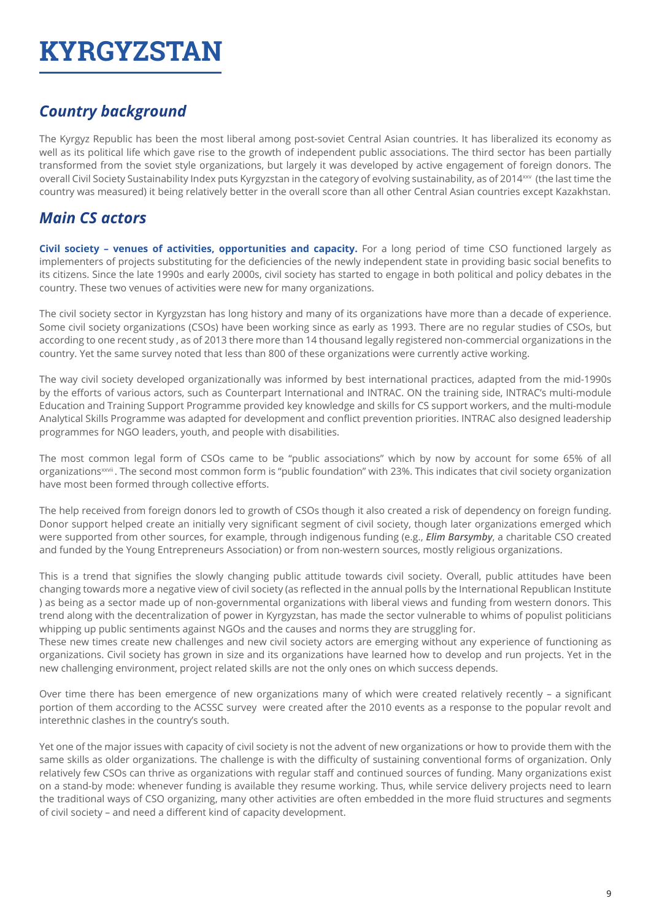# KYRGYZSTAN

## *Country background*

The Kyrgyz Republic has been the most liberal among post-soviet Central Asian countries. It has liberalized its economy as well as its political life which gave rise to the growth of independent public associations. The third sector has been partially transformed from the soviet style organizations, but largely it was developed by active engagement of foreign donors. The overall Civil Society Sustainability Index puts Kyrgyzstan in the category of evolving sustainability, as of 2014[xxv] (the last time the country was measured) it being relatively better in the overall score than all other Central Asian countries except Kazakhstan.

## *Main CS actors*

**Civil society – venues of activities, opportunities and capacity.** For a long period of time CSO functioned largely as implementers of projects substituting for the deficiencies of the newly independent state in providing basic social benefits to its citizens. Since the late 1990s and early 2000s, civil society has started to engage in both political and policy debates in the country. These two venues of activities were new for many organizations.

The civil society sector in Kyrgyzstan has long history and many of its organizations have more than a decade of experience. Some civil society organizations (CSOs) have been working since as early as 1993. There are no regular studies of CSOs, but according to one recent study , as of 2013 there more than 14 thousand legally registered non-commercial organizations in the country. Yet the same survey noted that less than 800 of these organizations were currently active working.

The way civil society developed organizationally was informed by best international practices, adapted from the mid-1990s by the efforts of various actors, such as Counterpart International and INTRAC. ON the training side, INTRAC's multi-module Education and Training Support Programme provided key knowledge and skills for CS support workers, and the multi-module Analytical Skills Programme was adapted for development and conflict prevention priorities. INTRAC also designed leadership programmes for NGO leaders, youth, and people with disabilities.

The most common legal form of CSOs came to be "public associations" which by now by account for some 65% of all organizations[xxvii] . The second most common form is "public foundation" with 23%. This indicates that civil society organization have most been formed through collective efforts.

The help received from foreign donors led to growth of CSOs though it also created a risk of dependency on foreign funding. Donor support helped create an initially very significant segment of civil society, though later organizations emerged which were supported from other sources, for example, through indigenous funding (e.g., ***Elim Barsymby***, a charitable CSO created and funded by the Young Entrepreneurs Association) or from non-western sources, mostly religious organizations.

This is a trend that signifies the slowly changing public attitude towards civil society. Overall, public attitudes have been changing towards more a negative view of civil society (as reflected in the annual polls by the International Republican Institute ) as being as a sector made up of non-governmental organizations with liberal views and funding from western donors. This trend along with the decentralization of power in Kyrgyzstan, has made the sector vulnerable to whims of populist politicians whipping up public sentiments against NGOs and the causes and norms they are struggling for.

These new times create new challenges and new civil society actors are emerging without any experience of functioning as organizations. Civil society has grown in size and its organizations have learned how to develop and run projects. Yet in the new challenging environment, project related skills are not the only ones on which success depends.

Over time there has been emergence of new organizations many of which were created relatively recently – a significant portion of them according to the ACSSC survey were created after the 2010 events as a response to the popular revolt and interethnic clashes in the country's south.

Yet one of the major issues with capacity of civil society is not the advent of new organizations or how to provide them with the same skills as older organizations. The challenge is with the difficulty of sustaining conventional forms of organization. Only relatively few CSOs can thrive as organizations with regular staff and continued sources of funding. Many organizations exist on a stand-by mode: whenever funding is available they resume working. Thus, while service delivery projects need to learn the traditional ways of CSO organizing, many other activities are often embedded in the more fluid structures and segments of civil society – and need a different kind of capacity development.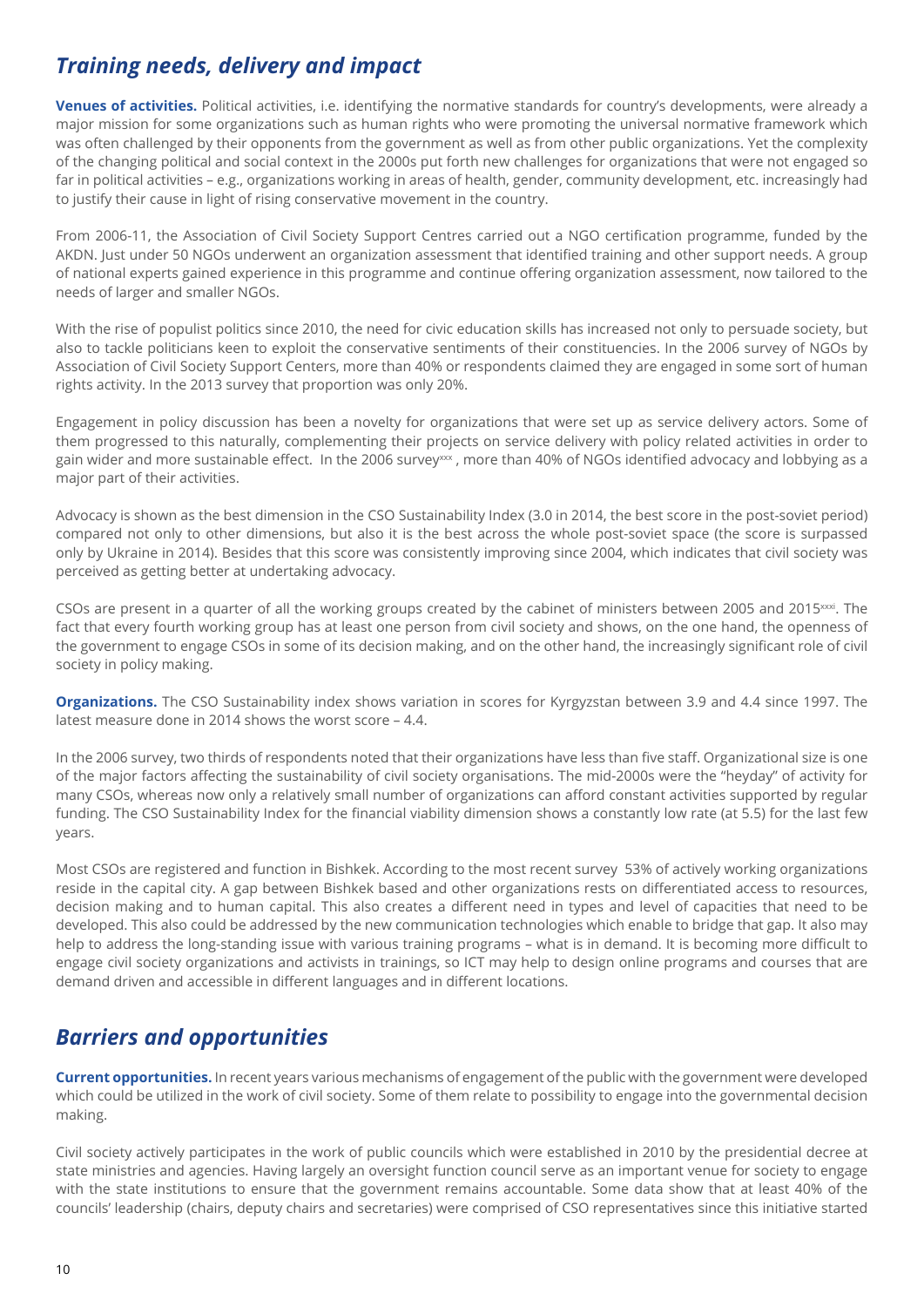## *Training needs, delivery and impact*

**Venues of activities.** Political activities, i.e. identifying the normative standards for country's developments, were already a major mission for some organizations such as human rights who were promoting the universal normative framework which was often challenged by their opponents from the government as well as from other public organizations. Yet the complexity of the changing political and social context in the 2000s put forth new challenges for organizations that were not engaged so far in political activities – e.g., organizations working in areas of health, gender, community development, etc. increasingly had to justify their cause in light of rising conservative movement in the country.

From 2006-11, the Association of Civil Society Support Centres carried out a NGO certification programme, funded by the AKDN. Just under 50 NGOs underwent an organization assessment that identified training and other support needs. A group of national experts gained experience in this programme and continue offering organization assessment, now tailored to the needs of larger and smaller NGOs.

With the rise of populist politics since 2010, the need for civic education skills has increased not only to persuade society, but also to tackle politicians keen to exploit the conservative sentiments of their constituencies. In the 2006 survey of NGOs by Association of Civil Society Support Centers, more than 40% or respondents claimed they are engaged in some sort of human rights activity. In the 2013 survey that proportion was only 20%.

Engagement in policy discussion has been a novelty for organizations that were set up as service delivery actors. Some of them progressed to this naturally, complementing their projects on service delivery with policy related activities in order to gain wider and more sustainable effect. In the 2006 survey[xxx], more than 40% of NGOs identified advocacy and lobbying as a major part of their activities.

Advocacy is shown as the best dimension in the CSO Sustainability Index (3.0 in 2014, the best score in the post-soviet period) compared not only to other dimensions, but also it is the best across the whole post-soviet space (the score is surpassed only by Ukraine in 2014). Besides that this score was consistently improving since 2004, which indicates that civil society was perceived as getting better at undertaking advocacy.

CSOs are present in a quarter of all the working groups created by the cabinet of ministers between 2005 and 2015[xxxi]. The fact that every fourth working group has at least one person from civil society and shows, on the one hand, the openness of the government to engage CSOs in some of its decision making, and on the other hand, the increasingly significant role of civil society in policy making.

**Organizations.** The CSO Sustainability index shows variation in scores for Kyrgyzstan between 3.9 and 4.4 since 1997. The latest measure done in 2014 shows the worst score – 4.4.

In the 2006 survey, two thirds of respondents noted that their organizations have less than five staff. Organizational size is one of the major factors affecting the sustainability of civil society organisations. The mid-2000s were the "heyday" of activity for many CSOs, whereas now only a relatively small number of organizations can afford constant activities supported by regular funding. The CSO Sustainability Index for the financial viability dimension shows a constantly low rate (at 5.5) for the last few years.

Most CSOs are registered and function in Bishkek. According to the most recent survey 53% of actively working organizations reside in the capital city. A gap between Bishkek based and other organizations rests on differentiated access to resources, decision making and to human capital. This also creates a different need in types and level of capacities that need to be developed. This also could be addressed by the new communication technologies which enable to bridge that gap. It also may help to address the long-standing issue with various training programs – what is in demand. It is becoming more difficult to engage civil society organizations and activists in trainings, so ICT may help to design online programs and courses that are demand driven and accessible in different languages and in different locations.

## *Barriers and opportunities*

**Current opportunities.** In recent years various mechanisms of engagement of the public with the government were developed which could be utilized in the work of civil society. Some of them relate to possibility to engage into the governmental decision making.

Civil society actively participates in the work of public councils which were established in 2010 by the presidential decree at state ministries and agencies. Having largely an oversight function council serve as an important venue for society to engage with the state institutions to ensure that the government remains accountable. Some data show that at least 40% of the councils' leadership (chairs, deputy chairs and secretaries) were comprised of CSO representatives since this initiative started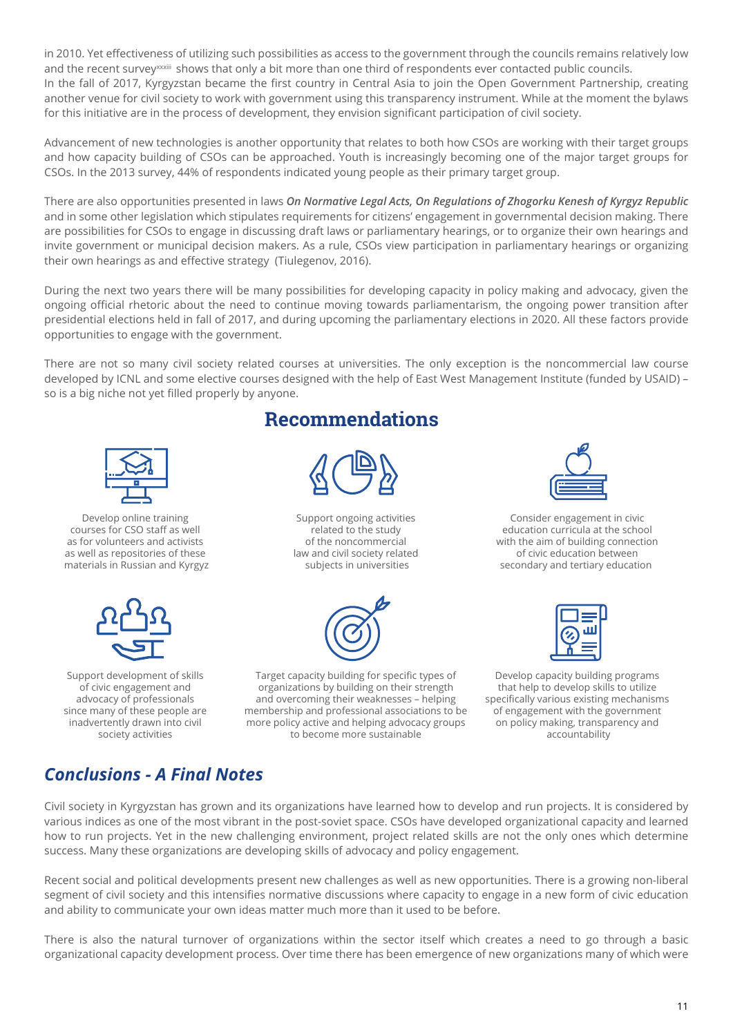in 2010. Yet effectiveness of utilizing such possibilities as access to the government through the councils remains relatively low and the recent survey[xxxiii] shows that only a bit more than one third of respondents ever contacted public councils.
In the fall of 2017, Kyrgyzstan became the first country in Central Asia to join the Open Government Partnership, creating another venue for civil society to work with government using this transparency instrument. While at the moment the bylaws for this initiative are in the process of development, they envision significant participation of civil society.

Advancement of new technologies is another opportunity that relates to both how CSOs are working with their target groups and how capacity building of CSOs can be approached. Youth is increasingly becoming one of the major target groups for CSOs. In the 2013 survey, 44% of respondents indicated young people as their primary target group.

There are also opportunities presented in laws ***On Normative Legal Acts, On Regulations of Zhogorku Kenesh of Kyrgyz Republic*** and in some other legislation which stipulates requirements for citizens' engagement in governmental decision making. There are possibilities for CSOs to engage in discussing draft laws or parliamentary hearings, or to organize their own hearings and invite government or municipal decision makers. As a rule, CSOs view participation in parliamentary hearings or organizing their own hearings as and effective strategy (Tiulegenov, 2016).

During the next two years there will be many possibilities for developing capacity in policy making and advocacy, given the ongoing official rhetoric about the need to continue moving towards parliamentarism, the ongoing power transition after presidential elections held in fall of 2017, and during upcoming the parliamentary elections in 2020. All these factors provide opportunities to engage with the government.

There are not so many civil society related courses at universities. The only exception is the noncommercial law course developed by ICNL and some elective courses designed with the help of East West Management Institute (funded by USAID) – so is a big niche not yet filled properly by anyone.

## Recommendations

- Develop online training courses for CSO staff as well as for volunteers and activists as well as repositories of these materials in Russian and Kyrgyz
- Support ongoing activities related to the study of the noncommercial law and civil society related subjects in universities
- Consider engagement in civic education curricula at the school with the aim of building connection of civic education between secondary and tertiary education
- Support development of skills of civic engagement and advocacy of professionals since many of these people are inadvertently drawn into civil society activities
- Target capacity building for specific types of organizations by building on their strength and overcoming their weaknesses – helping membership and professional associations to be more policy active and helping advocacy groups to become more sustainable
- Develop capacity building programs that help to develop skills to utilize specifically various existing mechanisms of engagement with the government on policy making, transparency and accountability

## *Conclusions - A Final Notes*

Civil society in Kyrgyzstan has grown and its organizations have learned how to develop and run projects. It is considered by various indices as one of the most vibrant in the post-soviet space. CSOs have developed organizational capacity and learned how to run projects. Yet in the new challenging environment, project related skills are not the only ones which determine success. Many these organizations are developing skills of advocacy and policy engagement.

Recent social and political developments present new challenges as well as new opportunities. There is a growing non-liberal segment of civil society and this intensifies normative discussions where capacity to engage in a new form of civic education and ability to communicate your own ideas matter much more than it used to be before.

There is also the natural turnover of organizations within the sector itself which creates a need to go through a basic organizational capacity development process. Over time there has been emergence of new organizations many of which were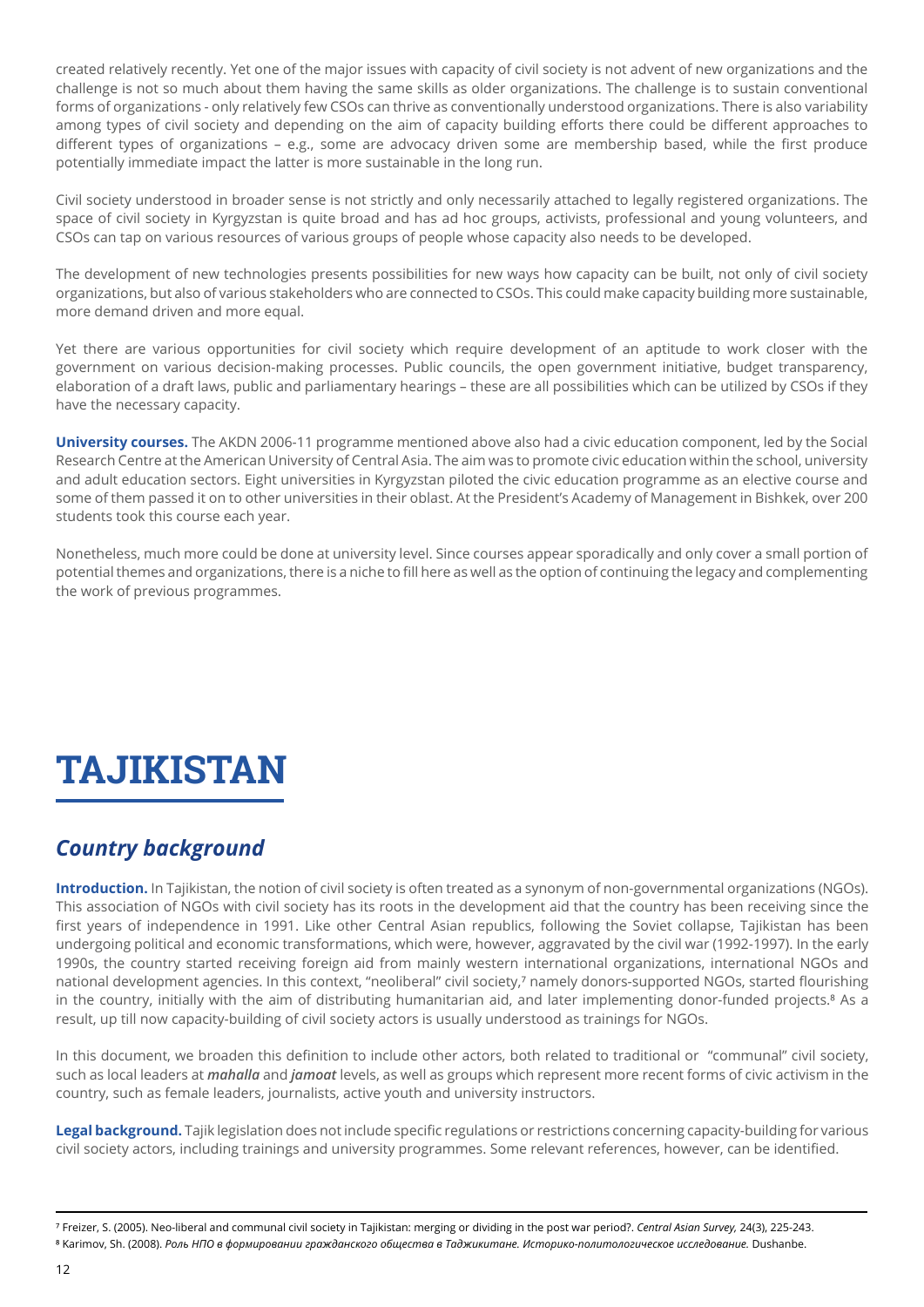created relatively recently. Yet one of the major issues with capacity of civil society is not advent of new organizations and the challenge is not so much about them having the same skills as older organizations. The challenge is to sustain conventional forms of organizations - only relatively few CSOs can thrive as conventionally understood organizations. There is also variability among types of civil society and depending on the aim of capacity building efforts there could be different approaches to different types of organizations – e.g., some are advocacy driven some are membership based, while the first produce potentially immediate impact the latter is more sustainable in the long run.

Civil society understood in broader sense is not strictly and only necessarily attached to legally registered organizations. The space of civil society in Kyrgyzstan is quite broad and has ad hoc groups, activists, professional and young volunteers, and CSOs can tap on various resources of various groups of people whose capacity also needs to be developed.

The development of new technologies presents possibilities for new ways how capacity can be built, not only of civil society organizations, but also of various stakeholders who are connected to CSOs. This could make capacity building more sustainable, more demand driven and more equal.

Yet there are various opportunities for civil society which require development of an aptitude to work closer with the government on various decision-making processes. Public councils, the open government initiative, budget transparency, elaboration of a draft laws, public and parliamentary hearings – these are all possibilities which can be utilized by CSOs if they have the necessary capacity.

**University courses.** The AKDN 2006-11 programme mentioned above also had a civic education component, led by the Social Research Centre at the American University of Central Asia. The aim was to promote civic education within the school, university and adult education sectors. Eight universities in Kyrgyzstan piloted the civic education programme as an elective course and some of them passed it on to other universities in their oblast. At the President's Academy of Management in Bishkek, over 200 students took this course each year.

Nonetheless, much more could be done at university level. Since courses appear sporadically and only cover a small portion of potential themes and organizations, there is a niche to fill here as well as the option of continuing the legacy and complementing the work of previous programmes.

# TAJIKISTAN

## *Country background*

**Introduction.** In Tajikistan, the notion of civil society is often treated as a synonym of non-governmental organizations (NGOs). This association of NGOs with civil society has its roots in the development aid that the country has been receiving since the first years of independence in 1991. Like other Central Asian republics, following the Soviet collapse, Tajikistan has been undergoing political and economic transformations, which were, however, aggravated by the civil war (1992-1997). In the early 1990s, the country started receiving foreign aid from mainly western international organizations, international NGOs and national development agencies. In this context, "neoliberal" civil society,[7] namely donors-supported NGOs, started flourishing in the country, initially with the aim of distributing humanitarian aid, and later implementing donor-funded projects.[8] As a result, up till now capacity-building of civil society actors is usually understood as trainings for NGOs.

In this document, we broaden this definition to include other actors, both related to traditional or "communal" civil society, such as local leaders at ***mahalla*** and ***jamoat*** levels, as well as groups which represent more recent forms of civic activism in the country, such as female leaders, journalists, active youth and university instructors.

**Legal background.** Tajik legislation does not include specific regulations or restrictions concerning capacity-building for various civil society actors, including trainings and university programmes. Some relevant references, however, can be identified.

---

[7] Freizer, S. (2005). Neo-liberal and communal civil society in Tajikistan: merging or dividing in the post war period?. *Central Asian Survey,* 24(3), 225-243.

[8] Karimov, Sh. (2008). *Роль НПО в формировании гражданского общества в Таджикитане. Историко-политологическое исследование.* Dushanbe.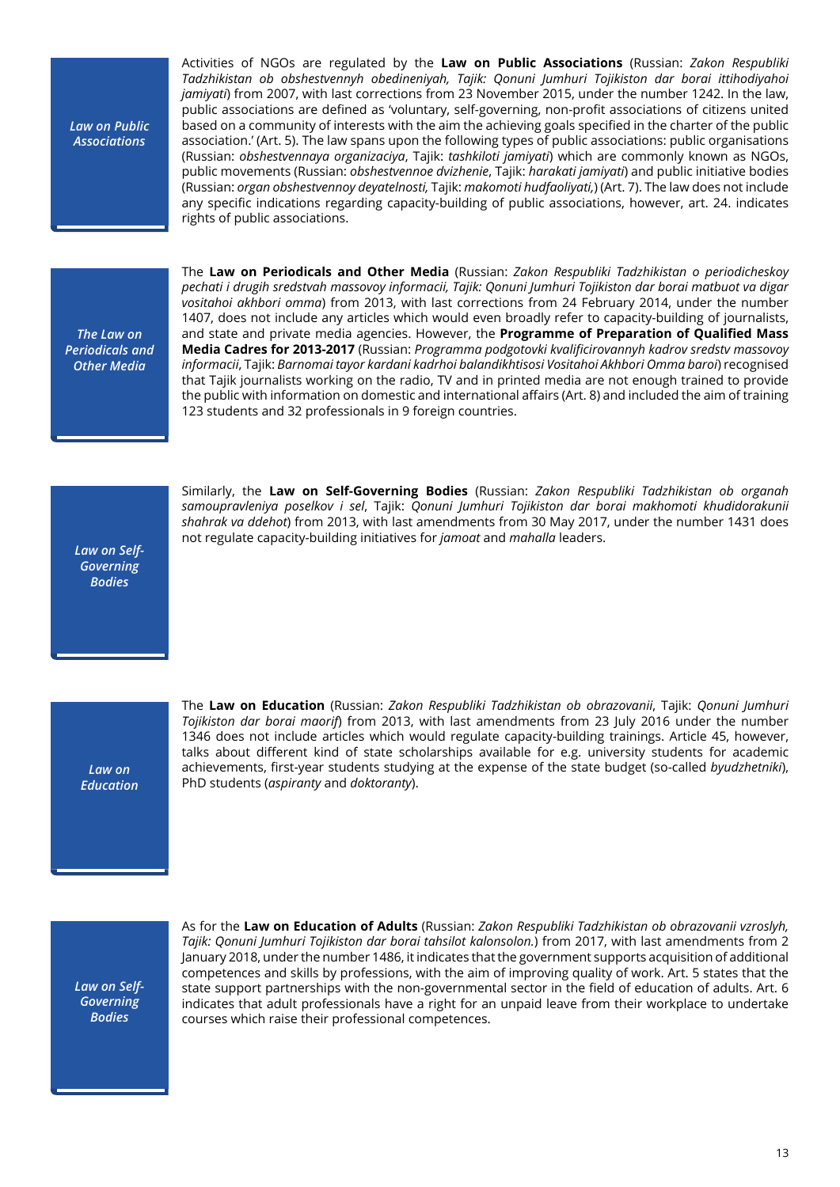*Law on Public Associations*

Activities of NGOs are regulated by the **Law on Public Associations** (Russian: *Zakon Respubliki Tadzhikistan ob obshestvennyh obedineniyah, Tajik: Qonuni Jumhuri Tojikiston dar borai ittihodiyahoi jamiyati*) from 2007, with last corrections from 23 November 2015, under the number 1242. In the law, public associations are defined as 'voluntary, self-governing, non-profit associations of citizens united based on a community of interests with the aim the achieving goals specified in the charter of the public association.' (Art. 5). The law spans upon the following types of public associations: public organisations (Russian: *obshestvennaya organizaciya*, Tajik: *tashkiloti jamiyati*) which are commonly known as NGOs, public movements (Russian: *obshestvennoe dvizhenie*, Tajik: *harakati jamiyati*) and public initiative bodies (Russian: *organ obshestvennoy deyatelnosti,* Tajik: *makomoti hudfaoliyati,*) (Art. 7). The law does not include any specific indications regarding capacity-building of public associations, however, art. 24. indicates rights of public associations.

*The Law on Periodicals and Other Media*

The **Law on Periodicals and Other Media** (Russian: *Zakon Respubliki Tadzhikistan o periodicheskoy pechati i drugih sredstvah massovoy informacii, Tajik: Qonuni Jumhuri Tojikiston dar borai matbuot va digar vositahoi akhbori omma*) from 2013, with last corrections from 24 February 2014, under the number 1407, does not include any articles which would even broadly refer to capacity-building of journalists, and state and private media agencies. However, the **Programme of Preparation of Qualified Mass Media Cadres for 2013-2017** (Russian: *Programma podgotovki kvalificirovannyh kadrov sredstv massovoy informacii*, Tajik: *Barnomai tayor kardani kadrhoi balandikhtisosi Vositahoi Akhbori Omma baroi*) recognised that Tajik journalists working on the radio, TV and in printed media are not enough trained to provide the public with information on domestic and international affairs (Art. 8) and included the aim of training 123 students and 32 professionals in 9 foreign countries.

*Law on Self-Governing Bodies*

Similarly, the **Law on Self-Governing Bodies** (Russian: *Zakon Respubliki Tadzhikistan ob organah samoupravleniya poselkov i sel*, Tajik: *Qonuni Jumhuri Tojikiston dar borai makhomoti khudidorakunii shahrak va ddehot*) from 2013, with last amendments from 30 May 2017, under the number 1431 does not regulate capacity-building initiatives for *jamoat* and *mahalla* leaders.

*Law on Education*

The **Law on Education** (Russian: *Zakon Respubliki Tadzhikistan ob obrazovanii*, Tajik: *Qonuni Jumhuri Tojikiston dar borai maorif*) from 2013, with last amendments from 23 July 2016 under the number 1346 does not include articles which would regulate capacity-building trainings. Article 45, however, talks about different kind of state scholarships available for e.g. university students for academic achievements, first-year students studying at the expense of the state budget (so-called *byudzhetniki*), PhD students (*aspiranty* and *doktoranty*).

*Law on Self-Governing Bodies*

As for the **Law on Education of Adults** (Russian: *Zakon Respubliki Tadzhikistan ob obrazovanii vzroslyh, Tajik: Qonuni Jumhuri Tojikiston dar borai tahsilot kalonsolon.*) from 2017, with last amendments from 2 January 2018, under the number 1486, it indicates that the government supports acquisition of additional competences and skills by professions, with the aim of improving quality of work. Art. 5 states that the state support partnerships with the non-governmental sector in the field of education of adults. Art. 6 indicates that adult professionals have a right for an unpaid leave from their workplace to undertake courses which raise their professional competences.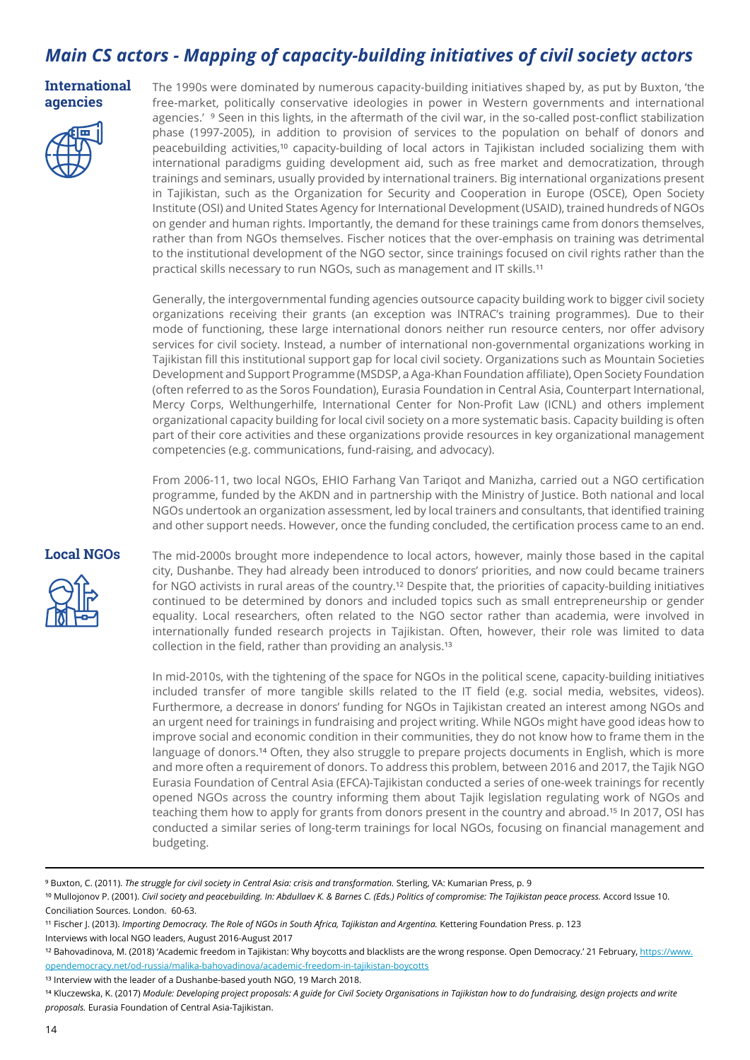## *Main CS actors - Mapping of capacity-building initiatives of civil society actors*

### International agencies

The 1990s were dominated by numerous capacity-building initiatives shaped by, as put by Buxton, 'the free-market, politically conservative ideologies in power in Western governments and international agencies.' [9] Seen in this lights, in the aftermath of the civil war, in the so-called post-conflict stabilization phase (1997-2005), in addition to provision of services to the population on behalf of donors and peacebuilding activities,[10] capacity-building of local actors in Tajikistan included socializing them with international paradigms guiding development aid, such as free market and democratization, through trainings and seminars, usually provided by international trainers. Big international organizations present in Tajikistan, such as the Organization for Security and Cooperation in Europe (OSCE), Open Society Institute (OSI) and United States Agency for International Development (USAID), trained hundreds of NGOs on gender and human rights. Importantly, the demand for these trainings came from donors themselves, rather than from NGOs themselves. Fischer notices that the over-emphasis on training was detrimental to the institutional development of the NGO sector, since trainings focused on civil rights rather than the practical skills necessary to run NGOs, such as management and IT skills.[11]

Generally, the intergovernmental funding agencies outsource capacity building work to bigger civil society organizations receiving their grants (an exception was INTRAC's training programmes). Due to their mode of functioning, these large international donors neither run resource centers, nor offer advisory services for civil society. Instead, a number of international non-governmental organizations working in Tajikistan fill this institutional support gap for local civil society. Organizations such as Mountain Societies Development and Support Programme (MSDSP, a Aga-Khan Foundation affiliate), Open Society Foundation (often referred to as the Soros Foundation), Eurasia Foundation in Central Asia, Counterpart International, Mercy Corps, Welthungerhilfe, International Center for Non-Profit Law (ICNL) and others implement organizational capacity building for local civil society on a more systematic basis. Capacity building is often part of their core activities and these organizations provide resources in key organizational management competencies (e.g. communications, fund-raising, and advocacy).

From 2006-11, two local NGOs, EHIO Farhang Van Tariqot and Manizha, carried out a NGO certification programme, funded by the AKDN and in partnership with the Ministry of Justice. Both national and local NGOs undertook an organization assessment, led by local trainers and consultants, that identified training and other support needs. However, once the funding concluded, the certification process came to an end.

### Local NGOs

The mid-2000s brought more independence to local actors, however, mainly those based in the capital city, Dushanbe. They had already been introduced to donors' priorities, and now could became trainers for NGO activists in rural areas of the country.[12] Despite that, the priorities of capacity-building initiatives continued to be determined by donors and included topics such as small entrepreneurship or gender equality. Local researchers, often related to the NGO sector rather than academia, were involved in internationally funded research projects in Tajikistan. Often, however, their role was limited to data collection in the field, rather than providing an analysis.[13]

In mid-2010s, with the tightening of the space for NGOs in the political scene, capacity-building initiatives included transfer of more tangible skills related to the IT field (e.g. social media, websites, videos). Furthermore, a decrease in donors' funding for NGOs in Tajikistan created an interest among NGOs and an urgent need for trainings in fundraising and project writing. While NGOs might have good ideas how to improve social and economic condition in their communities, they do not know how to frame them in the language of donors.[14] Often, they also struggle to prepare projects documents in English, which is more and more often a requirement of donors. To address this problem, between 2016 and 2017, the Tajik NGO Eurasia Foundation of Central Asia (EFCA)-Tajikistan conducted a series of one-week trainings for recently opened NGOs across the country informing them about Tajik legislation regulating work of NGOs and teaching them how to apply for grants from donors present in the country and abroad.[15] In 2017, OSI has conducted a similar series of long-term trainings for local NGOs, focusing on financial management and budgeting.

---

[9] Buxton, C. (2011). *The struggle for civil society in Central Asia: crisis and transformation.* Sterling, VA: Kumarian Press, p. 9

[10] Mullojonov P. (2001). *Civil society and peacebuilding. In: Abdullaev K. & Barnes C. (Eds.) Politics of compromise: The Tajikistan peace process.* Accord Issue 10. Conciliation Sources. London. 60-63.

[11] Fischer J. (2013). *Importing Democracy. The Role of NGOs in South Africa, Tajikistan and Argentina.* Kettering Foundation Press. p. 123
Interviews with local NGO leaders, August 2016-August 2017

[12] Bahovadinova, M. (2018) 'Academic freedom in Tajikistan: Why boycotts and blacklists are the wrong response. Open Democracy.' 21 February, https://www.opendemocracy.net/od-russia/malika-bahovadinova/academic-freedom-in-tajikistan-boycotts

[13] Interview with the leader of a Dushanbe-based youth NGO, 19 March 2018.

[14] Kluczewska, K. (2017) *Module: Developing project proposals: A guide for Civil Society Organisations in Tajikistan how to do fundraising, design projects and write proposals.* Eurasia Foundation of Central Asia-Tajikistan.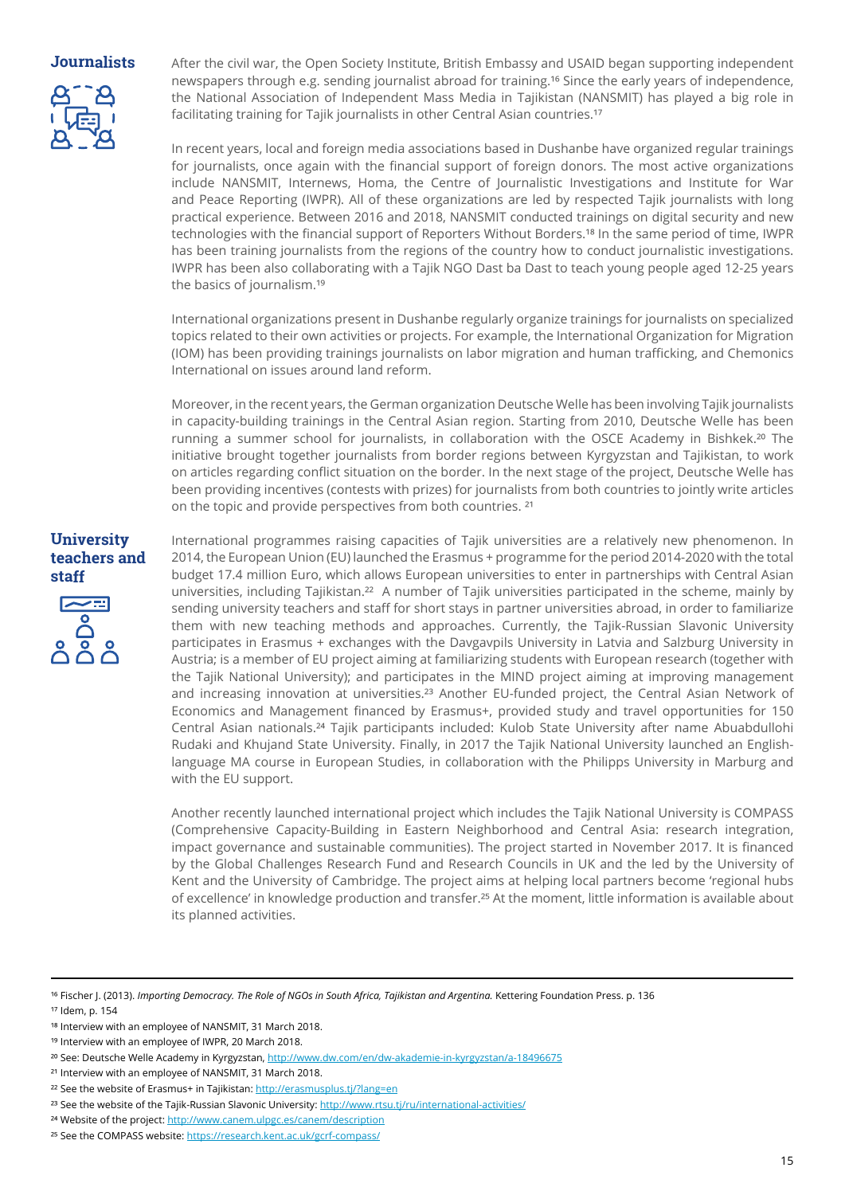## Journalists

After the civil war, the Open Society Institute, British Embassy and USAID began supporting independent newspapers through e.g. sending journalist abroad for training.[16] Since the early years of independence, the National Association of Independent Mass Media in Tajikistan (NANSMIT) has played a big role in facilitating training for Tajik journalists in other Central Asian countries.[17]

In recent years, local and foreign media associations based in Dushanbe have organized regular trainings for journalists, once again with the financial support of foreign donors. The most active organizations include NANSMIT, Internews, Homa, the Centre of Journalistic Investigations and Institute for War and Peace Reporting (IWPR). All of these organizations are led by respected Tajik journalists with long practical experience. Between 2016 and 2018, NANSMIT conducted trainings on digital security and new technologies with the financial support of Reporters Without Borders.[18] In the same period of time, IWPR has been training journalists from the regions of the country how to conduct journalistic investigations. IWPR has been also collaborating with a Tajik NGO Dast ba Dast to teach young people aged 12-25 years the basics of journalism.[19]

International organizations present in Dushanbe regularly organize trainings for journalists on specialized topics related to their own activities or projects. For example, the International Organization for Migration (IOM) has been providing trainings journalists on labor migration and human trafficking, and Chemonics International on issues around land reform.

Moreover, in the recent years, the German organization Deutsche Welle has been involving Tajik journalists in capacity-building trainings in the Central Asian region. Starting from 2010, Deutsche Welle has been running a summer school for journalists, in collaboration with the OSCE Academy in Bishkek.[20] The initiative brought together journalists from border regions between Kyrgyzstan and Tajikistan, to work on articles regarding conflict situation on the border. In the next stage of the project, Deutsche Welle has been providing incentives (contests with prizes) for journalists from both countries to jointly write articles on the topic and provide perspectives from both countries.[21]

## University teachers and staff

International programmes raising capacities of Tajik universities are a relatively new phenomenon. In 2014, the European Union (EU) launched the Erasmus + programme for the period 2014-2020 with the total budget 17.4 million Euro, which allows European universities to enter in partnerships with Central Asian universities, including Tajikistan.[22] A number of Tajik universities participated in the scheme, mainly by sending university teachers and staff for short stays in partner universities abroad, in order to familiarize them with new teaching methods and approaches. Currently, the Tajik-Russian Slavonic University participates in Erasmus + exchanges with the Davgavpils University in Latvia and Salzburg University in Austria; is a member of EU project aiming at familiarizing students with European research (together with the Tajik National University); and participates in the MIND project aiming at improving management and increasing innovation at universities.[23] Another EU-funded project, the Central Asian Network of Economics and Management financed by Erasmus+, provided study and travel opportunities for 150 Central Asian nationals.[24] Tajik participants included: Kulob State University after name Abuabdullohi Rudaki and Khujand State University. Finally, in 2017 the Tajik National University launched an English-language MA course in European Studies, in collaboration with the Philipps University in Marburg and with the EU support.

Another recently launched international project which includes the Tajik National University is COMPASS (Comprehensive Capacity-Building in Eastern Neighborhood and Central Asia: research integration, impact governance and sustainable communities). The project started in November 2017. It is financed by the Global Challenges Research Fund and Research Councils in UK and the led by the University of Kent and the University of Cambridge. The project aims at helping local partners become 'regional hubs of excellence' in knowledge production and transfer.[25] At the moment, little information is available about its planned activities.

---

[16] Fischer J. (2013). *Importing Democracy. The Role of NGOs in South Africa, Tajikistan and Argentina.* Kettering Foundation Press. p. 136

[17] Idem, p. 154

[18] Interview with an employee of NANSMIT, 31 March 2018.

[19] Interview with an employee of IWPR, 20 March 2018.

[20] See: Deutsche Welle Academy in Kyrgyzstan, http://www.dw.com/en/dw-akademie-in-kyrgyzstan/a-18496675

[21] Interview with an employee of NANSMIT, 31 March 2018.

[22] See the website of Erasmus+ in Tajikistan: http://erasmusplus.tj/?lang=en

[23] See the website of the Tajik-Russian Slavonic University: http://www.rtsu.tj/ru/international-activities/

[24] Website of the project: http://www.canem.ulpgc.es/canem/description

[25] See the COMPASS website: https://research.kent.ac.uk/gcrf-compass/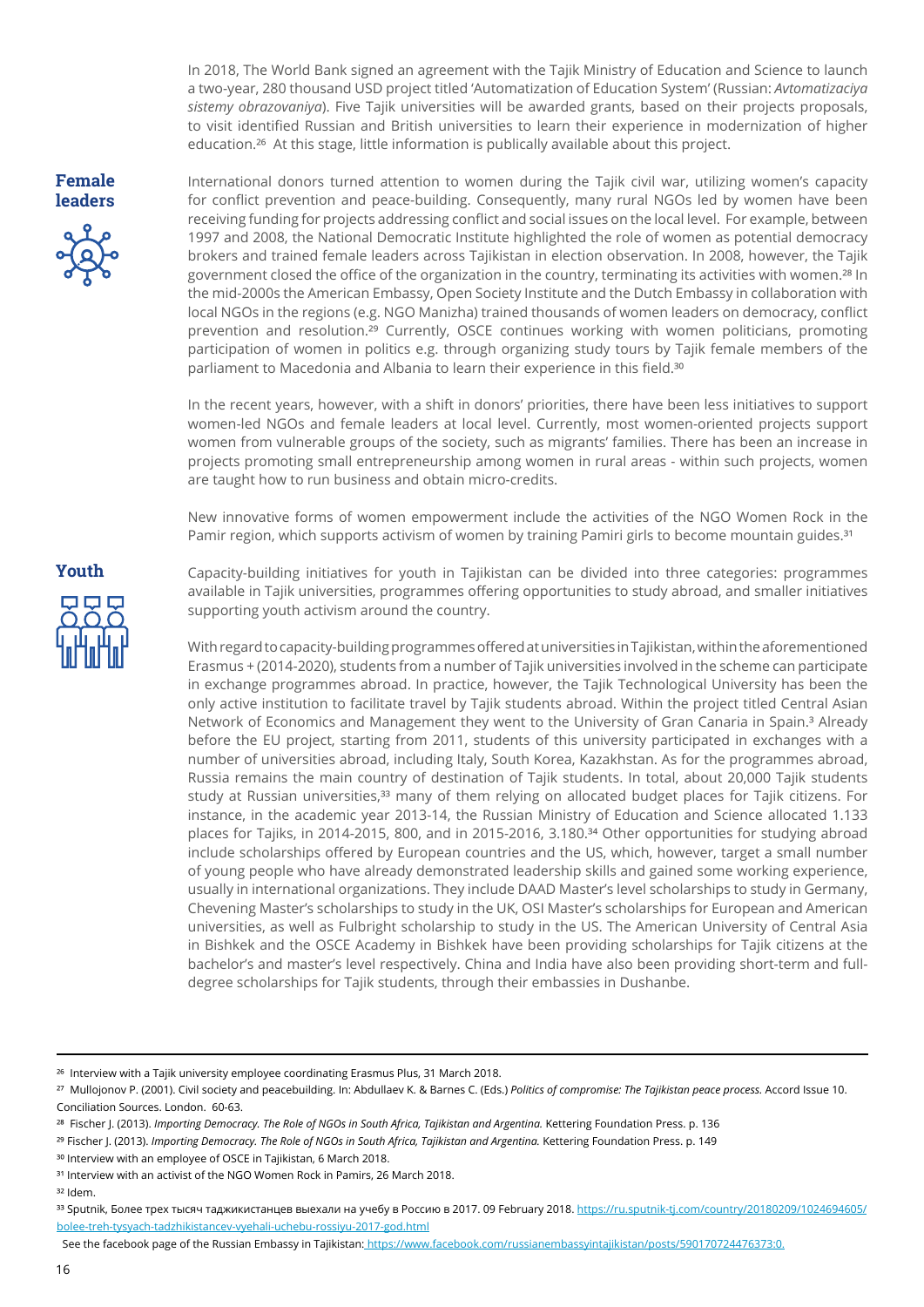In 2018, The World Bank signed an agreement with the Tajik Ministry of Education and Science to launch a two-year, 280 thousand USD project titled 'Automatization of Education System' (Russian: *Avtomatizaciya sistemy obrazovaniya*). Five Tajik universities will be awarded grants, based on their projects proposals, to visit identified Russian and British universities to learn their experience in modernization of higher education.[26] At this stage, little information is publically available about this project.

## Female leaders

International donors turned attention to women during the Tajik civil war, utilizing women's capacity for conflict prevention and peace-building. Consequently, many rural NGOs led by women have been receiving funding for projects addressing conflict and social issues on the local level. For example, between 1997 and 2008, the National Democratic Institute highlighted the role of women as potential democracy brokers and trained female leaders across Tajikistan in election observation. In 2008, however, the Tajik government closed the office of the organization in the country, terminating its activities with women.[28] In the mid-2000s the American Embassy, Open Society Institute and the Dutch Embassy in collaboration with local NGOs in the regions (e.g. NGO Manizha) trained thousands of women leaders on democracy, conflict prevention and resolution.[29] Currently, OSCE continues working with women politicians, promoting participation of women in politics e.g. through organizing study tours by Tajik female members of the parliament to Macedonia and Albania to learn their experience in this field.[30]

In the recent years, however, with a shift in donors' priorities, there have been less initiatives to support women-led NGOs and female leaders at local level. Currently, most women-oriented projects support women from vulnerable groups of the society, such as migrants' families. There has been an increase in projects promoting small entrepreneurship among women in rural areas - within such projects, women are taught how to run business and obtain micro-credits.

New innovative forms of women empowerment include the activities of the NGO Women Rock in the Pamir region, which supports activism of women by training Pamiri girls to become mountain guides.[31]

## Youth

Capacity-building initiatives for youth in Tajikistan can be divided into three categories: programmes available in Tajik universities, programmes offering opportunities to study abroad, and smaller initiatives supporting youth activism around the country.

With regard to capacity-building programmes offered at universities in Tajikistan, within the aforementioned Erasmus + (2014-2020), students from a number of Tajik universities involved in the scheme can participate in exchange programmes abroad. In practice, however, the Tajik Technological University has been the only active institution to facilitate travel by Tajik students abroad. Within the project titled Central Asian Network of Economics and Management they went to the University of Gran Canaria in Spain.[3] Already before the EU project, starting from 2011, students of this university participated in exchanges with a number of universities abroad, including Italy, South Korea, Kazakhstan. As for the programmes abroad, Russia remains the main country of destination of Tajik students. In total, about 20,000 Tajik students study at Russian universities,[33] many of them relying on allocated budget places for Tajik citizens. For instance, in the academic year 2013-14, the Russian Ministry of Education and Science allocated 1.133 places for Tajiks, in 2014-2015, 800, and in 2015-2016, 3.180.[34] Other opportunities for studying abroad include scholarships offered by European countries and the US, which, however, target a small number of young people who have already demonstrated leadership skills and gained some working experience, usually in international organizations. They include DAAD Master's level scholarships to study in Germany, Chevening Master's scholarships to study in the UK, OSI Master's scholarships for European and American universities, as well as Fulbright scholarship to study in the US. The American University of Central Asia in Bishkek and the OSCE Academy in Bishkek have been providing scholarships for Tajik citizens at the bachelor's and master's level respectively. China and India have also been providing short-term and full-degree scholarships for Tajik students, through their embassies in Dushanbe.

---

[26] Interview with a Tajik university employee coordinating Erasmus Plus, 31 March 2018.

[27] Mullojonov P. (2001). Civil society and peacebuilding. In: Abdullaev K. & Barnes C. (Eds.) *Politics of compromise: The Tajikistan peace process.* Accord Issue 10. Conciliation Sources. London. 60-63.

[28] Fischer J. (2013). *Importing Democracy. The Role of NGOs in South Africa, Tajikistan and Argentina.* Kettering Foundation Press. p. 136

[29] Fischer J. (2013). *Importing Democracy. The Role of NGOs in South Africa, Tajikistan and Argentina.* Kettering Foundation Press. p. 149

[30] Interview with an employee of OSCE in Tajikistan, 6 March 2018.

[31] Interview with an activist of the NGO Women Rock in Pamirs, 26 March 2018.

[32] Idem.

[33] Sputnik, Более трех тысяч таджикистанцев выехали на учебу в Россию в 2017. 09 February 2018. https://ru.sputnik-tj.com/country/20180209/1024694605/bolee-treh-tysyach-tadzhikistancev-vyehali-uchebu-rossiyu-2017-god.html

See the facebook page of the Russian Embassy in Tajikistan: https://www.facebook.com/russianembassyintajikistan/posts/590170724476373:0.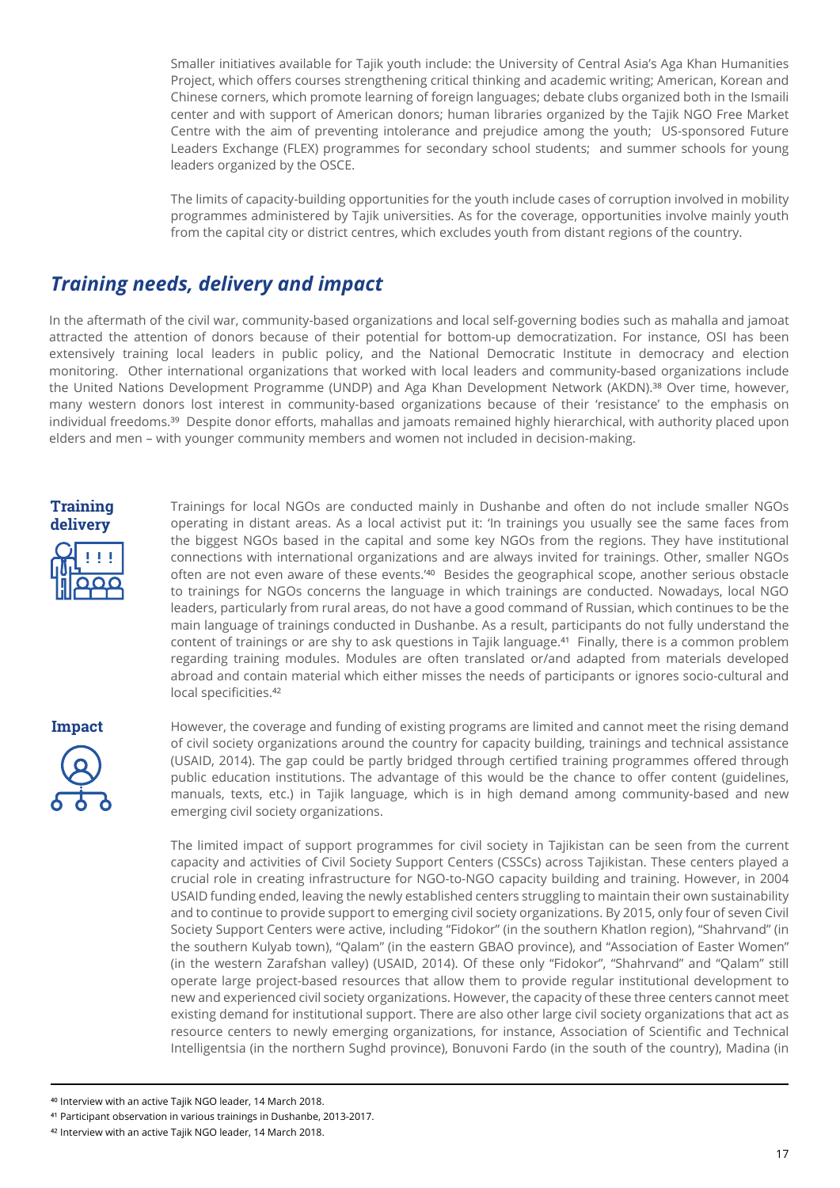Smaller initiatives available for Tajik youth include: the University of Central Asia's Aga Khan Humanities Project, which offers courses strengthening critical thinking and academic writing; American, Korean and Chinese corners, which promote learning of foreign languages; debate clubs organized both in the Ismaili center and with support of American donors; human libraries organized by the Tajik NGO Free Market Centre with the aim of preventing intolerance and prejudice among the youth; US-sponsored Future Leaders Exchange (FLEX) programmes for secondary school students; and summer schools for young leaders organized by the OSCE.

The limits of capacity-building opportunities for the youth include cases of corruption involved in mobility programmes administered by Tajik universities. As for the coverage, opportunities involve mainly youth from the capital city or district centres, which excludes youth from distant regions of the country.

## *Training needs, delivery and impact*

In the aftermath of the civil war, community-based organizations and local self-governing bodies such as mahalla and jamoat attracted the attention of donors because of their potential for bottom-up democratization. For instance, OSI has been extensively training local leaders in public policy, and the National Democratic Institute in democracy and election monitoring. Other international organizations that worked with local leaders and community-based organizations include the United Nations Development Programme (UNDP) and Aga Khan Development Network (AKDN).[38] Over time, however, many western donors lost interest in community-based organizations because of their 'resistance' to the emphasis on individual freedoms.[39] Despite donor efforts, mahallas and jamoats remained highly hierarchical, with authority placed upon elders and men – with younger community members and women not included in decision-making.

**Training delivery**

Trainings for local NGOs are conducted mainly in Dushanbe and often do not include smaller NGOs operating in distant areas. As a local activist put it: 'In trainings you usually see the same faces from the biggest NGOs based in the capital and some key NGOs from the regions. They have institutional connections with international organizations and are always invited for trainings. Other, smaller NGOs often are not even aware of these events.'[40] Besides the geographical scope, another serious obstacle to trainings for NGOs concerns the language in which trainings are conducted. Nowadays, local NGO leaders, particularly from rural areas, do not have a good command of Russian, which continues to be the main language of trainings conducted in Dushanbe. As a result, participants do not fully understand the content of trainings or are shy to ask questions in Tajik language.[41] Finally, there is a common problem regarding training modules. Modules are often translated or/and adapted from materials developed abroad and contain material which either misses the needs of participants or ignores socio-cultural and local specificities.[42]

**Impact**

However, the coverage and funding of existing programs are limited and cannot meet the rising demand of civil society organizations around the country for capacity building, trainings and technical assistance (USAID, 2014). The gap could be partly bridged through certified training programmes offered through public education institutions. The advantage of this would be the chance to offer content (guidelines, manuals, texts, etc.) in Tajik language, which is in high demand among community-based and new emerging civil society organizations.

The limited impact of support programmes for civil society in Tajikistan can be seen from the current capacity and activities of Civil Society Support Centers (CSSCs) across Tajikistan. These centers played a crucial role in creating infrastructure for NGO-to-NGO capacity building and training. However, in 2004 USAID funding ended, leaving the newly established centers struggling to maintain their own sustainability and to continue to provide support to emerging civil society organizations. By 2015, only four of seven Civil Society Support Centers were active, including "Fidokor" (in the southern Khatlon region), "Shahrvand" (in the southern Kulyab town), "Qalam" (in the eastern GBAO province), and "Association of Easter Women" (in the western Zarafshan valley) (USAID, 2014). Of these only "Fidokor", "Shahrvand" and "Qalam" still operate large project-based resources that allow them to provide regular institutional development to new and experienced civil society organizations. However, the capacity of these three centers cannot meet existing demand for institutional support. There are also other large civil society organizations that act as resource centers to newly emerging organizations, for instance, Association of Scientific and Technical Intelligentsia (in the northern Sughd province), Bonuvoni Fardo (in the south of the country), Madina (in

---

[40] Interview with an active Tajik NGO leader, 14 March 2018.

[41] Participant observation in various trainings in Dushanbe, 2013-2017.

[42] Interview with an active Tajik NGO leader, 14 March 2018.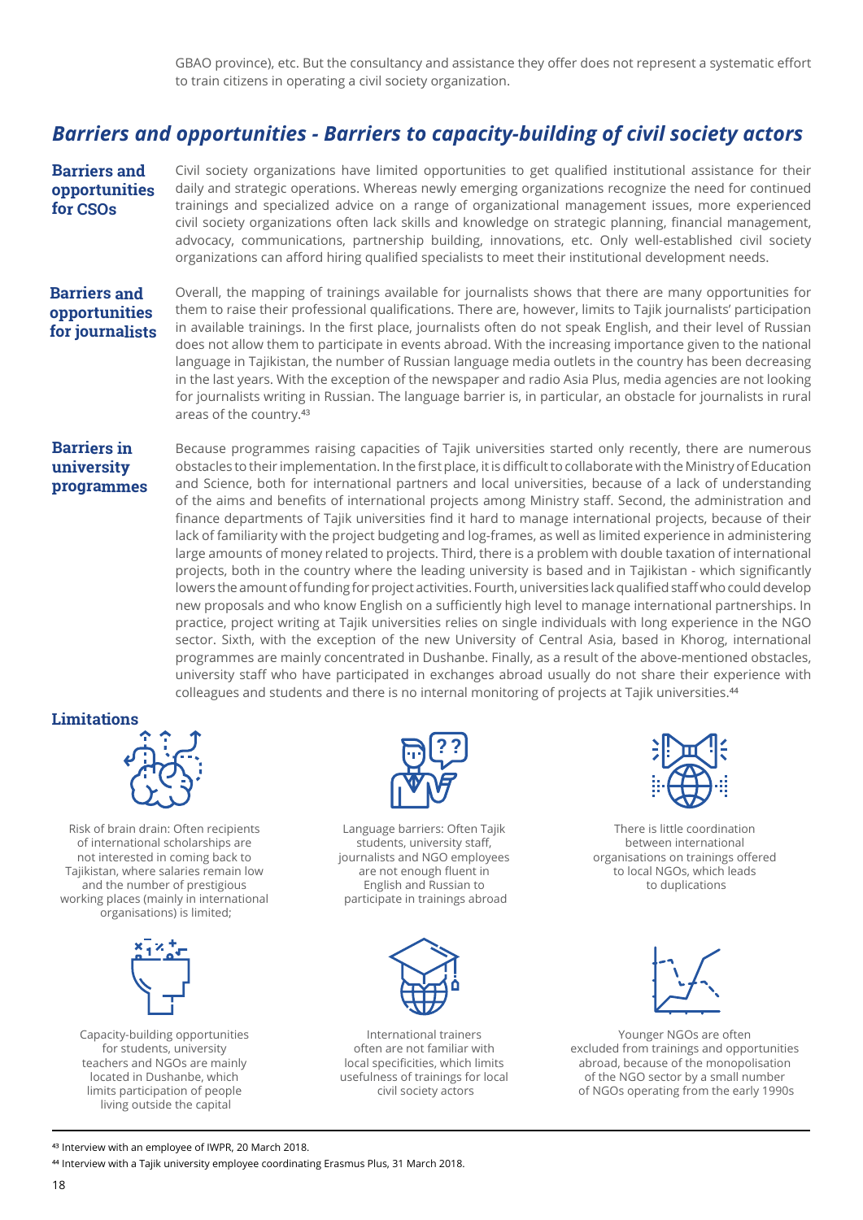GBAO province), etc. But the consultancy and assistance they offer does not represent a systematic effort to train citizens in operating a civil society organization.

## *Barriers and opportunities - Barriers to capacity-building of civil society actors*

**Barriers and opportunities for CSOs**

Civil society organizations have limited opportunities to get qualified institutional assistance for their daily and strategic operations. Whereas newly emerging organizations recognize the need for continued trainings and specialized advice on a range of organizational management issues, more experienced civil society organizations often lack skills and knowledge on strategic planning, financial management, advocacy, communications, partnership building, innovations, etc. Only well-established civil society organizations can afford hiring qualified specialists to meet their institutional development needs.

**Barriers and opportunities for journalists**

Overall, the mapping of trainings available for journalists shows that there are many opportunities for them to raise their professional qualifications. There are, however, limits to Tajik journalists' participation in available trainings. In the first place, journalists often do not speak English, and their level of Russian does not allow them to participate in events abroad. With the increasing importance given to the national language in Tajikistan, the number of Russian language media outlets in the country has been decreasing in the last years. With the exception of the newspaper and radio Asia Plus, media agencies are not looking for journalists writing in Russian. The language barrier is, in particular, an obstacle for journalists in rural areas of the country.[43]

**Barriers in university programmes**

Because programmes raising capacities of Tajik universities started only recently, there are numerous obstacles to their implementation. In the first place, it is difficult to collaborate with the Ministry of Education and Science, both for international partners and local universities, because of a lack of understanding of the aims and benefits of international projects among Ministry staff. Second, the administration and finance departments of Tajik universities find it hard to manage international projects, because of their lack of familiarity with the project budgeting and log-frames, as well as limited experience in administering large amounts of money related to projects. Third, there is a problem with double taxation of international projects, both in the country where the leading university is based and in Tajikistan - which significantly lowers the amount of funding for project activities. Fourth, universities lack qualified staff who could develop new proposals and who know English on a sufficiently high level to manage international partnerships. In practice, project writing at Tajik universities relies on single individuals with long experience in the NGO sector. Sixth, with the exception of the new University of Central Asia, based in Khorog, international programmes are mainly concentrated in Dushanbe. Finally, as a result of the above-mentioned obstacles, university staff who have participated in exchanges abroad usually do not share their experience with colleagues and students and there is no internal monitoring of projects at Tajik universities.[44]

**Limitations**

Risk of brain drain: Often recipients of international scholarships are not interested in coming back to Tajikistan, where salaries remain low and the number of prestigious working places (mainly in international organisations) is limited;

Language barriers: Often Tajik students, university staff, journalists and NGO employees are not enough fluent in English and Russian to participate in trainings abroad

There is little coordination between international organisations on trainings offered to local NGOs, which leads to duplications

Capacity-building opportunities for students, university teachers and NGOs are mainly located in Dushanbe, which limits participation of people living outside the capital

International trainers often are not familiar with local specificities, which limits usefulness of trainings for local civil society actors

Younger NGOs are often excluded from trainings and opportunities abroad, because of the monopolisation of the NGO sector by a small number of NGOs operating from the early 1990s

---

[43] Interview with an employee of IWPR, 20 March 2018.

[44] Interview with a Tajik university employee coordinating Erasmus Plus, 31 March 2018.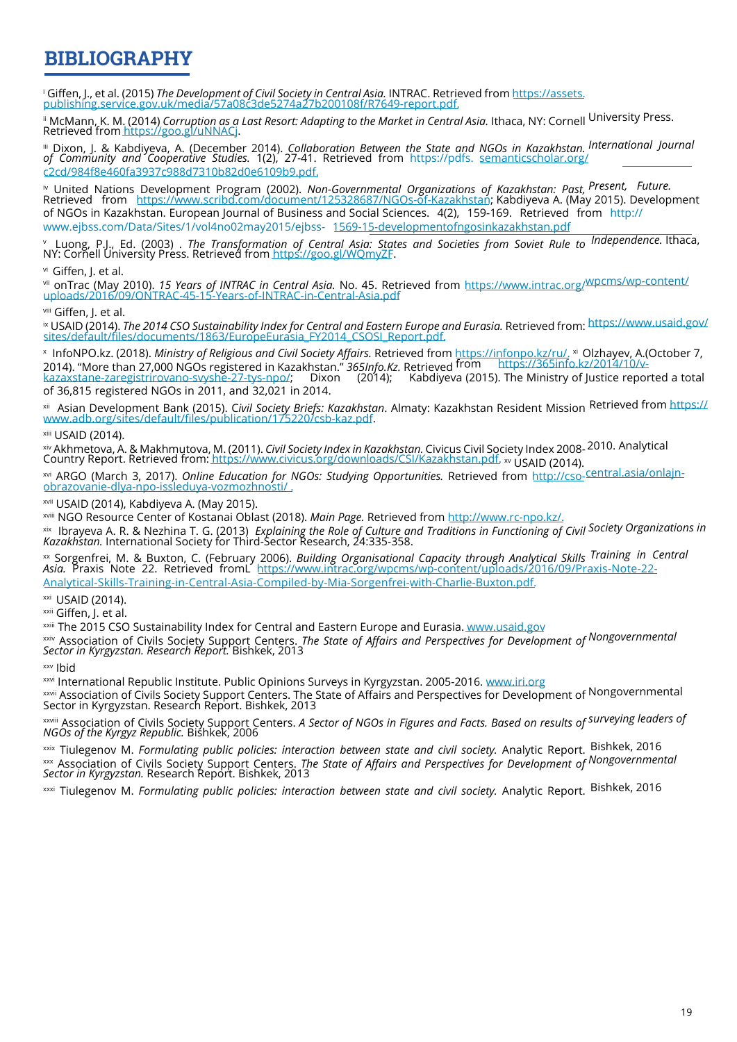# BIBLIOGRAPHY

[i] Giffen, J., et al. (2015) *The Development of Civil Society in Central Asia.* INTRAC. Retrieved from https://assets.publishing.service.gov.uk/media/57a08c3de5274a27b200108f/R7649-report.pdf.

[ii] McMann, K. M. (2014) *Corruption as a Last Resort: Adapting to the Market in Central Asia.* Ithaca, NY: Cornell University Press. Retrieved from https://goo.gl/uNNACj.

[iii] Dixon, J. & Kabdiyeva, A. (December 2014). *Collaboration Between the State and NGOs in Kazakhstan. International Journal of Community and Cooperative Studies.* 1(2), 27-41. Retrieved from https://pdfs.semanticscholar.org/c2cd/984f8e460fa3937c988d7310b82d0e6109b9.pdf.

[iv] United Nations Development Program (2002). *Non-Governmental Organizations of Kazakhstan: Past, Present, Future.* Retrieved from https://www.scribd.com/document/125328687/NGOs-of-Kazakhstan; Kabdiyeva A. (May 2015). Development of NGOs in Kazakhstan. European Journal of Business and Social Sciences. 4(2), 159-169. Retrieved from http://www.ejbss.com/Data/Sites/1/vol4no02may2015/ejbss-1569-15-developmentofngosinkazakhstan.pdf

[v] Luong, P.J., Ed. (2003) . *The Transformation of Central Asia: States and Societies from Soviet Rule to Independence.* Ithaca, NY: Cornell University Press. Retrieved from https://goo.gl/WQmyZF.

[vi] Giffen, J. et al.

[vii] onTrac (May 2010). *15 Years of INTRAC in Central Asia.* No. 45. Retrieved from https://www.intrac.org/wpcms/wp-content/uploads/2016/09/ONTRAC-45-15-Years-of-INTRAC-in-Central-Asia.pdf

[viii] Giffen, J. et al.

[ix] USAID (2014). *The 2014 CSO Sustainability Index for Central and Eastern Europe and Eurasia.* Retrieved from: https://www.usaid.gov/sites/default/files/documents/1863/EuropeEurasia_FY2014_CSOSI_Report.pdf.

[x] InfoNPO.kz. (2018). *Ministry of Religious and Civil Society Affairs.* Retrieved from https://infonpo.kz/ru/. [xi] Olzhayev, A.(October 7, 2014). "More than 27,000 NGOs registered in Kazakhstan." *365Info.Kz.* Retrieved from https://365info.kz/2014/10/v-kazaxstane-zaregistrirovano-svyshe-27-tys-npo/; Dixon (2014); Kabdiyeva (2015). The Ministry of Justice reported a total of 36,815 registered NGOs in 2011, and 32,021 in 2014.

[xii] Asian Development Bank (2015). C*ivil Society Briefs: Kazakhstan*. Almaty: Kazakhstan Resident Mission Retrieved from https://www.adb.org/sites/default/files/publication/175220/csb-kaz.pdf.

[xiii] USAID (2014).

[xiv] Akhmetova, A. & Makhmutova, M. (2011). *Civil Society Index in Kazakhstan.* Civicus Civil Society Index 2008-2010. Analytical Country Report. Retrieved from: https://www.civicus.org/downloads/CSI/Kazakhstan.pdf. [xv] USAID (2014).

[xvi] ARGO (March 3, 2017). *Online Education for NGOs: Studying Opportunities.* Retrieved from http://cso-central.asia/onlajn-obrazovanie-dlya-npo-issleduya-vozmozhnosti/ .

[xvii] USAID (2014), Kabdiyeva A. (May 2015).

[xviii] NGO Resource Center of Kostanai Oblast (2018). *Main Page.* Retrieved from http://www.rc-npo.kz/.

[xix] Ibrayeva A. R. & Nezhina T. G. (2013) *Explaining the Role of Culture and Traditions in Functioning of Civil Society Organizations in Kazakhstan.* International Society for Third-Sector Research, 24:335-358.

[xx] Sorgenfrei, M. & Buxton, C. (February 2006). *Building Organisational Capacity through Analytical Skills Training in Central Asia.* Praxis Note 22. Retrieved fromL https://www.intrac.org/wpcms/wp-content/uploads/2016/09/Praxis-Note-22-Analytical-Skills-Training-in-Central-Asia-Compiled-by-Mia-Sorgenfrei-with-Charlie-Buxton.pdf.

[xxi] USAID (2014).

[xxii] Giffen, J. et al.

[xxiii] The 2015 CSO Sustainability Index for Central and Eastern Europe and Eurasia. www.usaid.gov

[xxiv] Association of Civils Society Support Centers. *The State of Affairs and Perspectives for Development of Nongovernmental Sector in Kyrgyzstan. Research Report.* Bishkek, 2013

[xxv] Ibid

[xxvi] International Republic Institute. Public Opinions Surveys in Kyrgyzstan. 2005-2016. www.iri.org

[xxvii] Association of Civils Society Support Centers. The State of Affairs and Perspectives for Development of Nongovernmental Sector in Kyrgyzstan. Research Report. Bishkek, 2013

[xxviii] Association of Civils Society Support Centers. *A Sector of NGOs in Figures and Facts. Based on results of surveying leaders of NGOs of the Kyrgyz Republic.* Bishkek, 2006

[xxix] Tiulegenov M. *Formulating public policies: interaction between state and civil society.* Analytic Report. Bishkek, 2016

[xxx] Association of Civils Society Support Centers. *The State of Affairs and Perspectives for Development of Nongovernmental Sector in Kyrgyzstan.* Research Report. Bishkek, 2013

[xxxi] Tiulegenov M. *Formulating public policies: interaction between state and civil society.* Analytic Report. Bishkek, 2016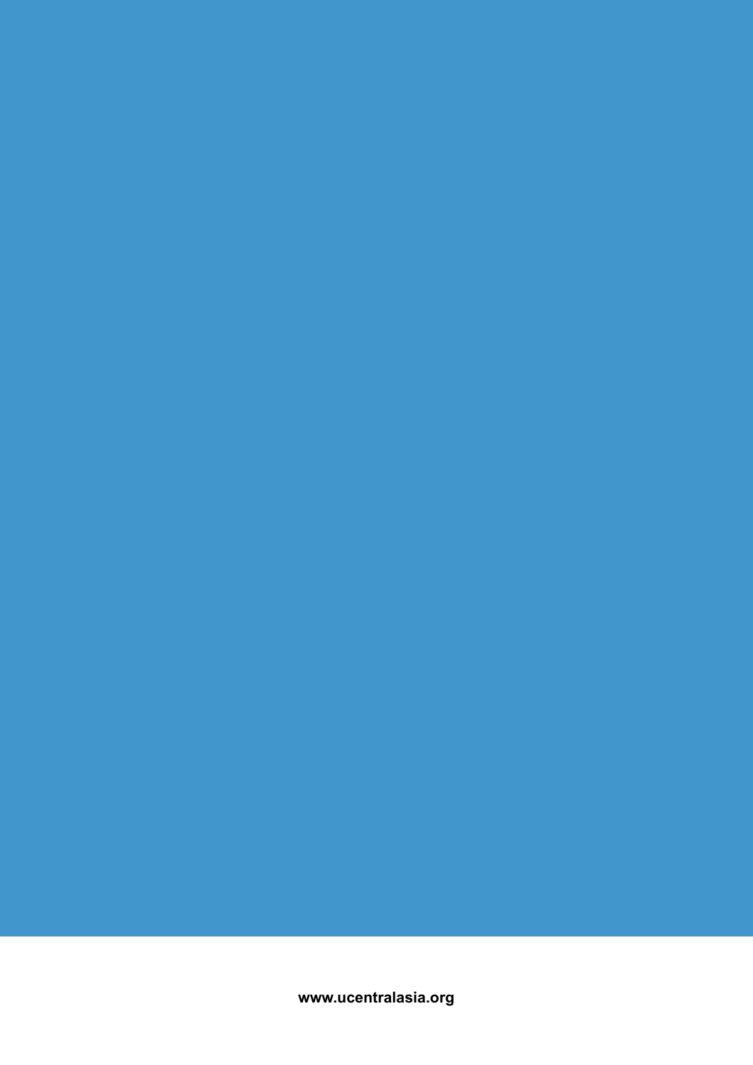**www.ucentralasia.org**